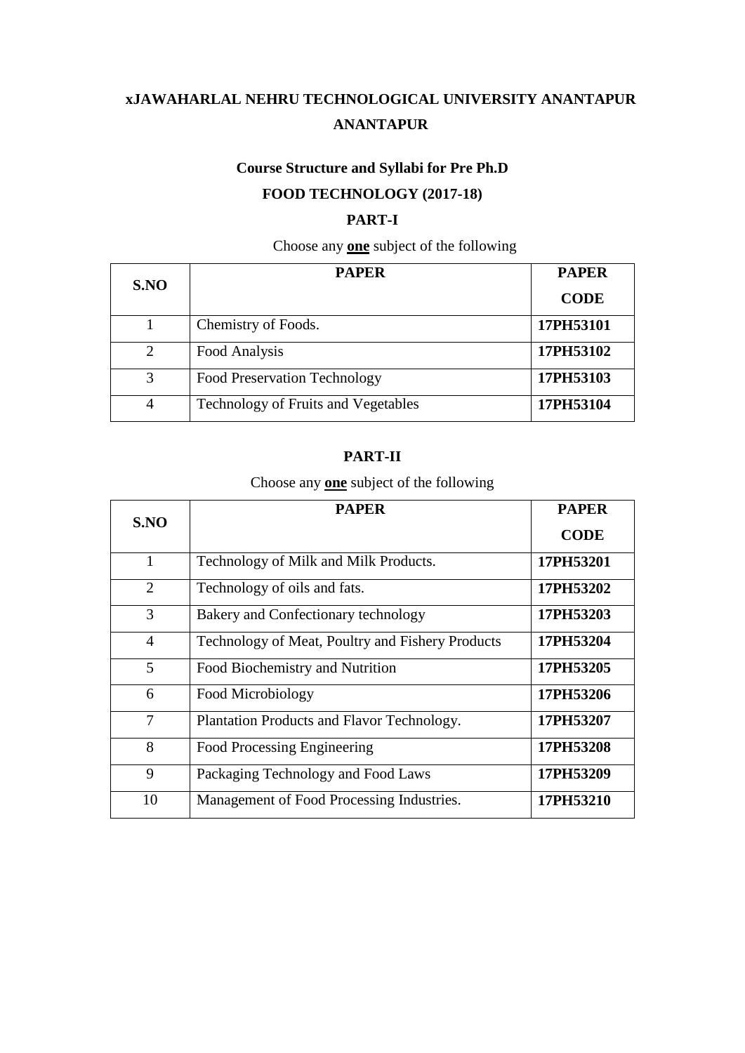# xJAWAHARLAL NEHRU TECHNOLOGICAL UNIVERSITY ANANTAPUR ANANTAPUR

## Course Structure and Syllabi for Pre Ph.D

## FOOD TECHNOLOGY (2017-18)

### PART-I

Choose any **one** subject of the following

| S.NO | PAPER | PAPER CODE |
|---|---|---|
| 1 | Chemistry of Foods. | **17PH53101** |
| 2 | Food Analysis | **17PH53102** |
| 3 | Food Preservation Technology | **17PH53103** |
| 4 | Technology of Fruits and Vegetables | **17PH53104** |

### PART-II

Choose any **one** subject of the following

| S.NO | PAPER | PAPER CODE |
|---|---|---|
| 1 | Technology of Milk and Milk Products. | **17PH53201** |
| 2 | Technology of oils and fats. | **17PH53202** |
| 3 | Bakery and Confectionary technology | **17PH53203** |
| 4 | Technology of Meat, Poultry and Fishery Products | **17PH53204** |
| 5 | Food Biochemistry and Nutrition | **17PH53205** |
| 6 | Food Microbiology | **17PH53206** |
| 7 | Plantation Products and Flavor Technology. | **17PH53207** |
| 8 | Food Processing Engineering | **17PH53208** |
| 9 | Packaging Technology and Food Laws | **17PH53209** |
| 10 | Management of Food Processing Industries. | **17PH53210** |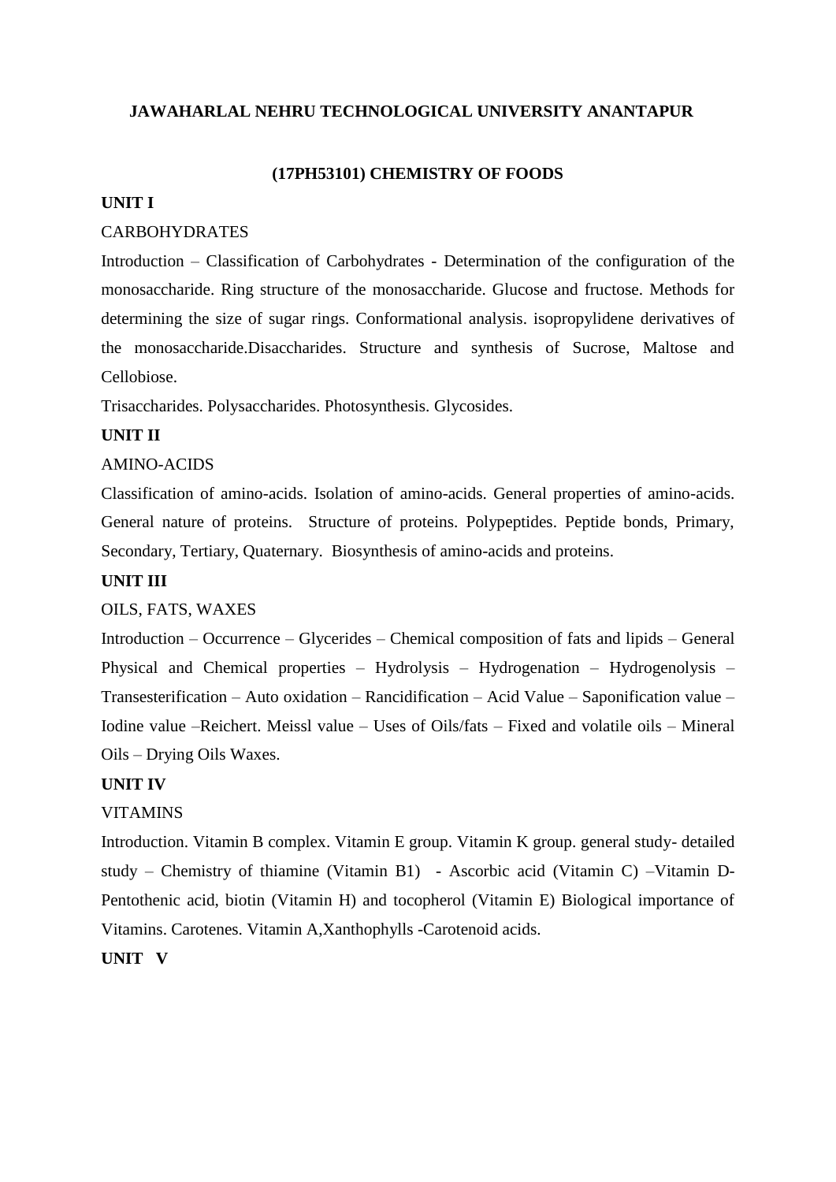# JAWAHARLAL NEHRU TECHNOLOGICAL UNIVERSITY ANANTAPUR

## (17PH53101) CHEMISTRY OF FOODS

### UNIT I

CARBOHYDRATES

Introduction – Classification of Carbohydrates - Determination of the configuration of the monosaccharide. Ring structure of the monosaccharide. Glucose and fructose. Methods for determining the size of sugar rings. Conformational analysis. isopropylidene derivatives of the monosaccharide.Disaccharides. Structure and synthesis of Sucrose, Maltose and Cellobiose.

Trisaccharides. Polysaccharides. Photosynthesis. Glycosides.

### UNIT II

AMINO-ACIDS

Classification of amino-acids. Isolation of amino-acids. General properties of amino-acids. General nature of proteins. Structure of proteins. Polypeptides. Peptide bonds, Primary, Secondary, Tertiary, Quaternary. Biosynthesis of amino-acids and proteins.

### UNIT III

OILS, FATS, WAXES

Introduction – Occurrence – Glycerides – Chemical composition of fats and lipids – General Physical and Chemical properties – Hydrolysis – Hydrogenation – Hydrogenolysis – Transesterification – Auto oxidation – Rancidification – Acid Value – Saponification value – Iodine value –Reichert. Meissl value – Uses of Oils/fats – Fixed and volatile oils – Mineral Oils – Drying Oils Waxes.

### UNIT IV

VITAMINS

Introduction. Vitamin B complex. Vitamin E group. Vitamin K group. general study- detailed study – Chemistry of thiamine (Vitamin B1) - Ascorbic acid (Vitamin C) –Vitamin D- Pentothenic acid, biotin (Vitamin H) and tocopherol (Vitamin E) Biological importance of Vitamins. Carotenes. Vitamin A,Xanthophylls -Carotenoid acids.

### UNIT V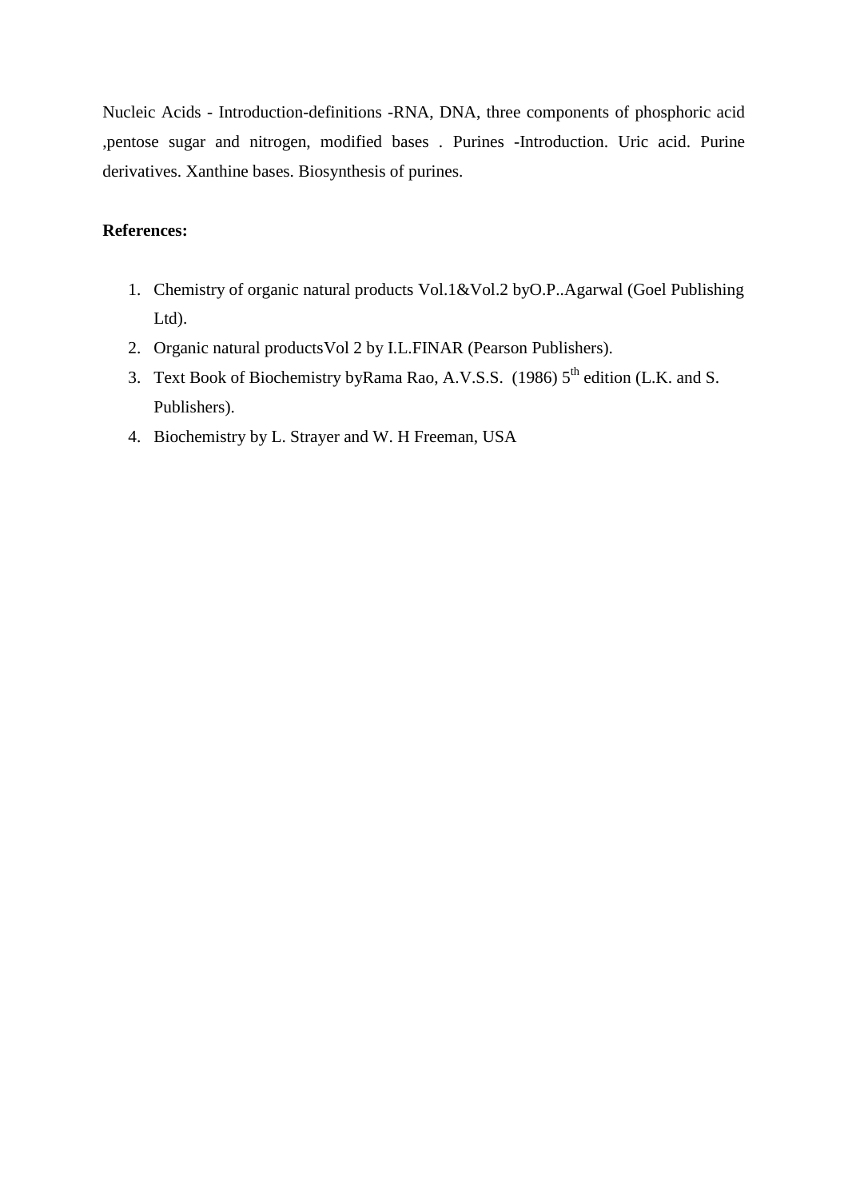Nucleic Acids - Introduction-definitions -RNA, DNA, three components of phosphoric acid ,pentose sugar and nitrogen, modified bases . Purines -Introduction. Uric acid. Purine derivatives. Xanthine bases. Biosynthesis of purines.

**References:**

1. Chemistry of organic natural products Vol.1&Vol.2 byO.P..Agarwal (Goel Publishing Ltd).
2. Organic natural productsVol 2 by I.L.FINAR (Pearson Publishers).
3. Text Book of Biochemistry byRama Rao, A.V.S.S. (1986) 5th edition (L.K. and S. Publishers).
4. Biochemistry by L. Strayer and W. H Freeman, USA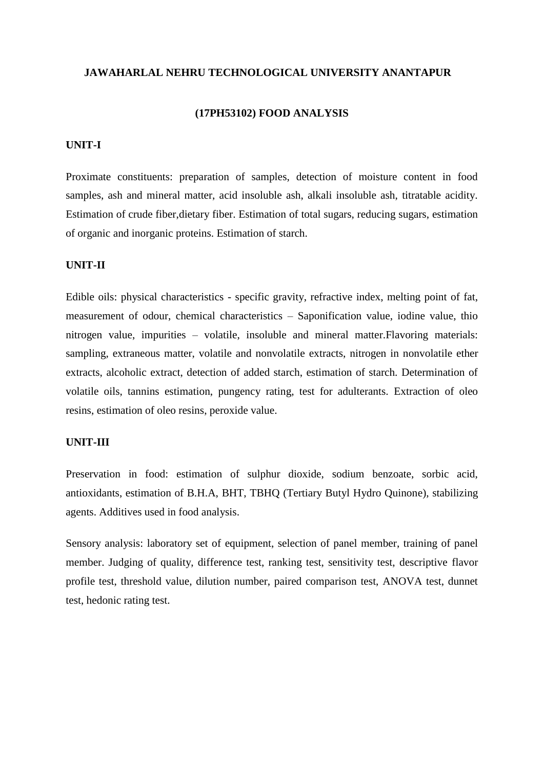**JAWAHARLAL NEHRU TECHNOLOGICAL UNIVERSITY ANANTAPUR**

**(17PH53102) FOOD ANALYSIS**

**UNIT-I**

Proximate constituents: preparation of samples, detection of moisture content in food samples, ash and mineral matter, acid insoluble ash, alkali insoluble ash, titratable acidity. Estimation of crude fiber,dietary fiber. Estimation of total sugars, reducing sugars, estimation of organic and inorganic proteins. Estimation of starch.

**UNIT-II**

Edible oils: physical characteristics - specific gravity, refractive index, melting point of fat, measurement of odour, chemical characteristics – Saponification value, iodine value, thio nitrogen value, impurities – volatile, insoluble and mineral matter.Flavoring materials: sampling, extraneous matter, volatile and nonvolatile extracts, nitrogen in nonvolatile ether extracts, alcoholic extract, detection of added starch, estimation of starch. Determination of volatile oils, tannins estimation, pungency rating, test for adulterants. Extraction of oleo resins, estimation of oleo resins, peroxide value.

**UNIT-III**

Preservation in food: estimation of sulphur dioxide, sodium benzoate, sorbic acid, antioxidants, estimation of B.H.A, BHT, TBHQ (Tertiary Butyl Hydro Quinone), stabilizing agents. Additives used in food analysis.

Sensory analysis: laboratory set of equipment, selection of panel member, training of panel member. Judging of quality, difference test, ranking test, sensitivity test, descriptive flavor profile test, threshold value, dilution number, paired comparison test, ANOVA test, dunnet test, hedonic rating test.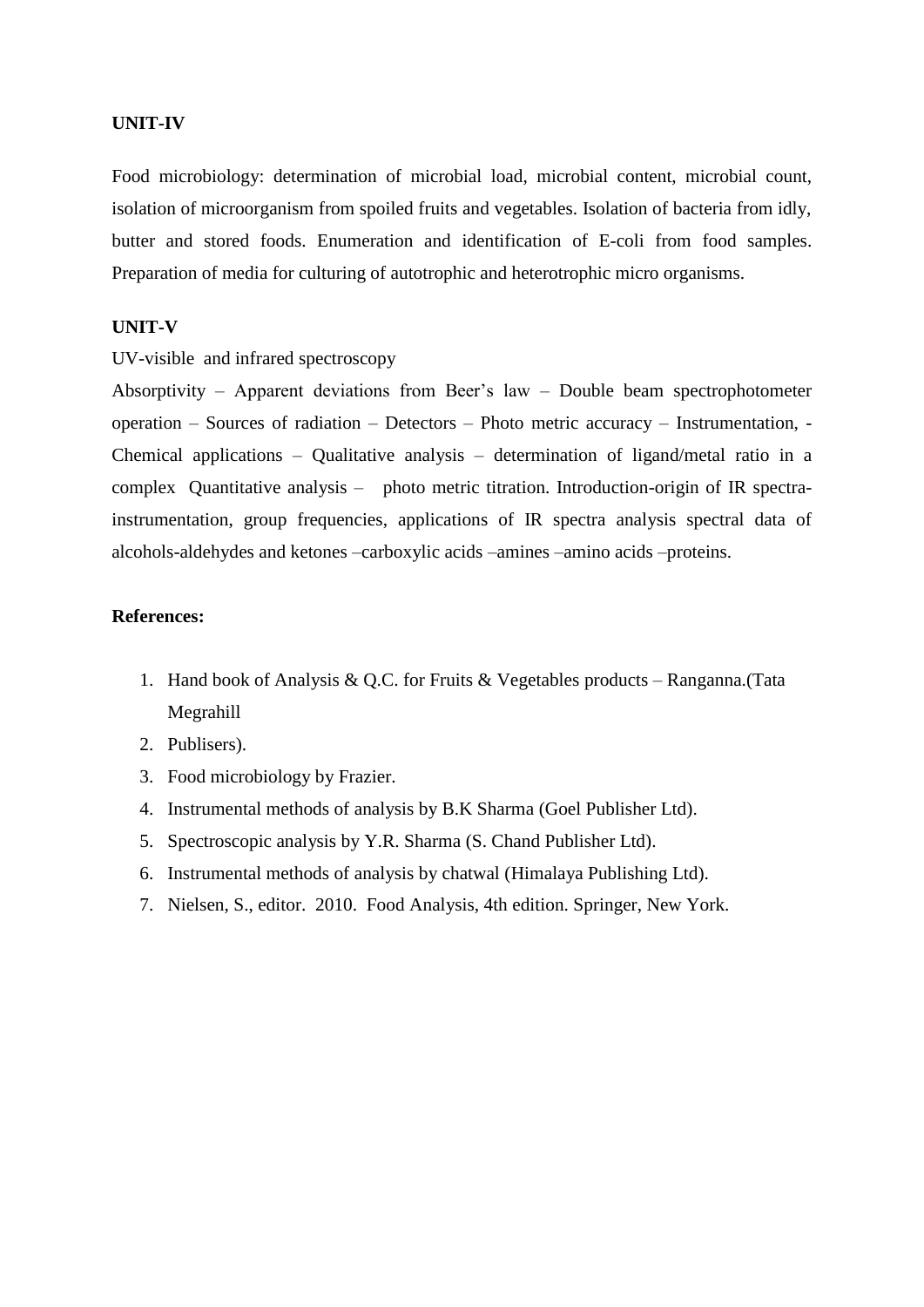**UNIT-IV**

Food microbiology: determination of microbial load, microbial content, microbial count, isolation of microorganism from spoiled fruits and vegetables. Isolation of bacteria from idly, butter and stored foods. Enumeration and identification of E-coli from food samples. Preparation of media for culturing of autotrophic and heterotrophic micro organisms.

**UNIT-V**

UV-visible and infrared spectroscopy

Absorptivity – Apparent deviations from Beer's law – Double beam spectrophotometer operation – Sources of radiation – Detectors – Photo metric accuracy – Instrumentation, - Chemical applications – Qualitative analysis – determination of ligand/metal ratio in a complex Quantitative analysis – photo metric titration. Introduction-origin of IR spectra-instrumentation, group frequencies, applications of IR spectra analysis spectral data of alcohols-aldehydes and ketones –carboxylic acids –amines –amino acids –proteins.

**References:**

1. Hand book of Analysis & Q.C. for Fruits & Vegetables products – Ranganna.(Tata Megrahill
2. Publisers).
3. Food microbiology by Frazier.
4. Instrumental methods of analysis by B.K Sharma (Goel Publisher Ltd).
5. Spectroscopic analysis by Y.R. Sharma (S. Chand Publisher Ltd).
6. Instrumental methods of analysis by chatwal (Himalaya Publishing Ltd).
7. Nielsen, S., editor. 2010. Food Analysis, 4th edition. Springer, New York.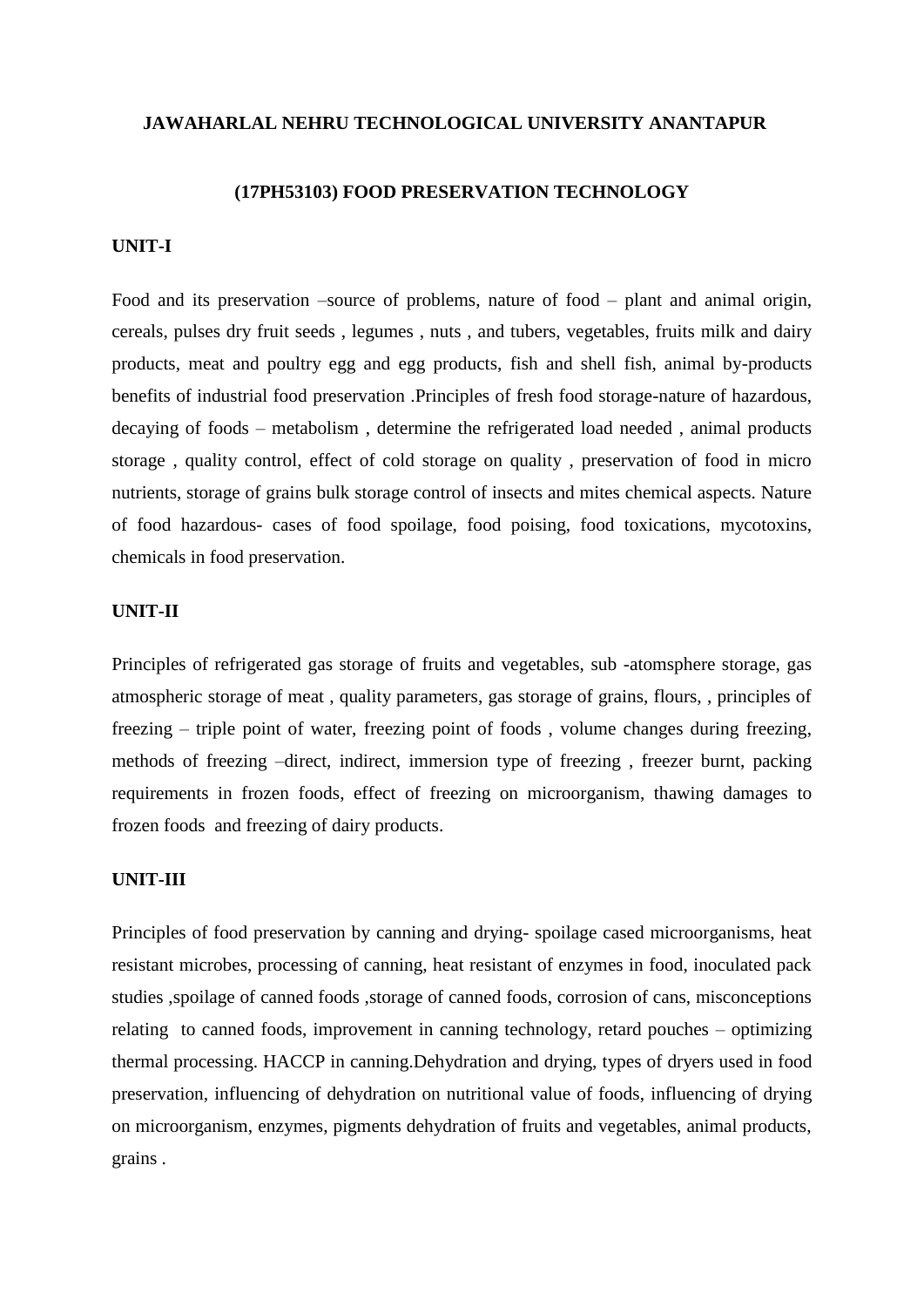**JAWAHARLAL NEHRU TECHNOLOGICAL UNIVERSITY ANANTAPUR**

**(17PH53103) FOOD PRESERVATION TECHNOLOGY**

**UNIT-I**

Food and its preservation –source of problems, nature of food – plant and animal origin, cereals, pulses dry fruit seeds , legumes , nuts , and tubers, vegetables, fruits milk and dairy products, meat and poultry egg and egg products, fish and shell fish, animal by-products benefits of industrial food preservation .Principles of fresh food storage-nature of hazardous, decaying of foods – metabolism , determine the refrigerated load needed , animal products storage , quality control, effect of cold storage on quality , preservation of food in micro nutrients, storage of grains bulk storage control of insects and mites chemical aspects. Nature of food hazardous- cases of food spoilage, food poising, food toxications, mycotoxins, chemicals in food preservation.

**UNIT-II**

Principles of refrigerated gas storage of fruits and vegetables, sub -atomsphere storage, gas atmospheric storage of meat , quality parameters, gas storage of grains, flours, , principles of freezing – triple point of water, freezing point of foods , volume changes during freezing, methods of freezing –direct, indirect, immersion type of freezing , freezer burnt, packing requirements in frozen foods, effect of freezing on microorganism, thawing damages to frozen foods and freezing of dairy products.

**UNIT-III**

Principles of food preservation by canning and drying- spoilage cased microorganisms, heat resistant microbes, processing of canning, heat resistant of enzymes in food, inoculated pack studies ,spoilage of canned foods ,storage of canned foods, corrosion of cans, misconceptions relating to canned foods, improvement in canning technology, retard pouches – optimizing thermal processing. HACCP in canning.Dehydration and drying, types of dryers used in food preservation, influencing of dehydration on nutritional value of foods, influencing of drying on microorganism, enzymes, pigments dehydration of fruits and vegetables, animal products, grains .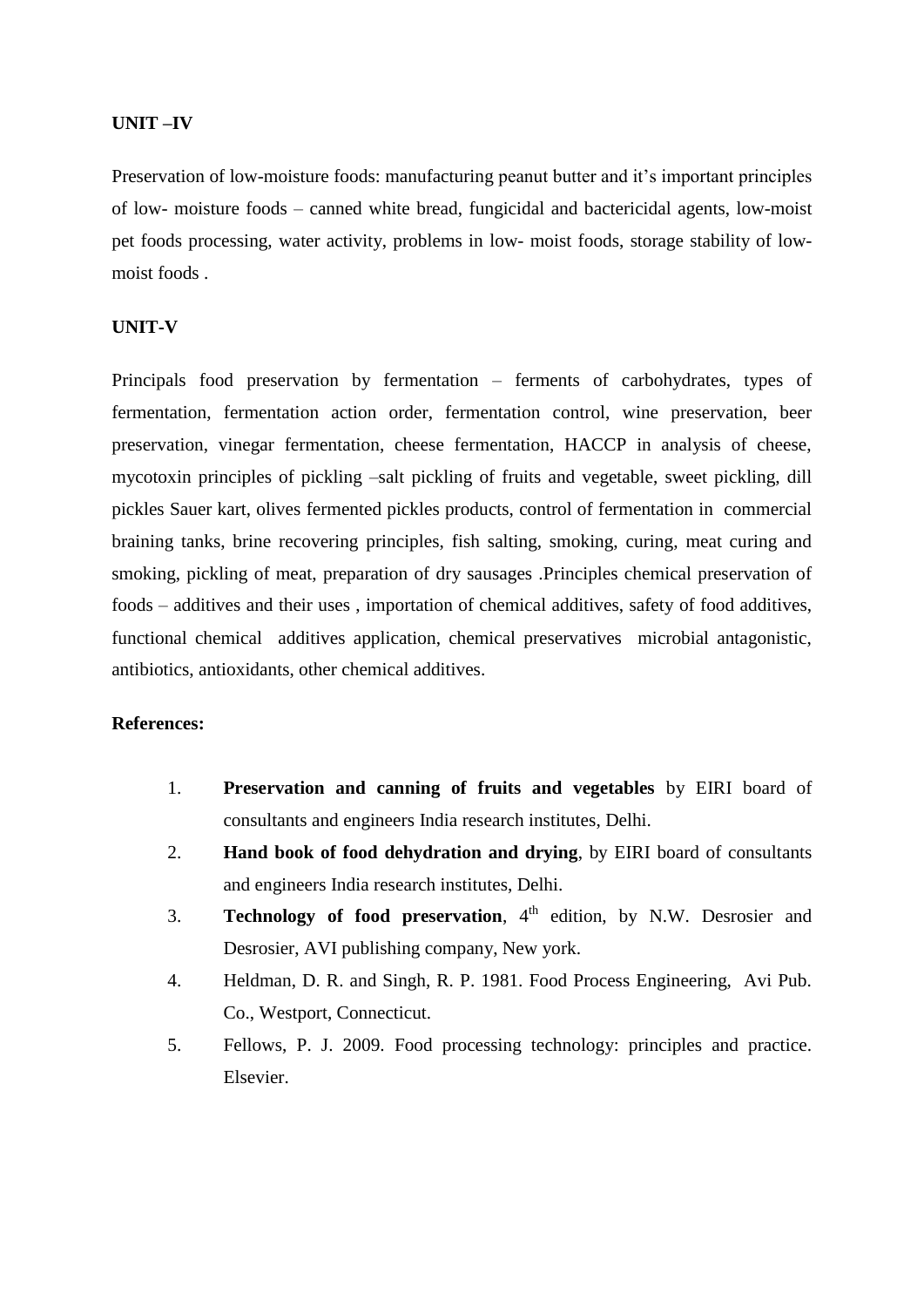**UNIT –IV**

Preservation of low-moisture foods: manufacturing peanut butter and it's important principles of low- moisture foods – canned white bread, fungicidal and bactericidal agents, low-moist pet foods processing, water activity, problems in low- moist foods, storage stability of low-moist foods .

**UNIT-V**

Principals food preservation by fermentation – ferments of carbohydrates, types of fermentation, fermentation action order, fermentation control, wine preservation, beer preservation, vinegar fermentation, cheese fermentation, HACCP in analysis of cheese, mycotoxin principles of pickling –salt pickling of fruits and vegetable, sweet pickling, dill pickles Sauer kart, olives fermented pickles products, control of fermentation in commercial braining tanks, brine recovering principles, fish salting, smoking, curing, meat curing and smoking, pickling of meat, preparation of dry sausages .Principles chemical preservation of foods – additives and their uses , importation of chemical additives, safety of food additives, functional chemical additives application, chemical preservatives microbial antagonistic, antibiotics, antioxidants, other chemical additives.

**References:**

1. **Preservation and canning of fruits and vegetables** by EIRI board of consultants and engineers India research institutes, Delhi.
2. **Hand book of food dehydration and drying**, by EIRI board of consultants and engineers India research institutes, Delhi.
3. **Technology of food preservation**, 4th edition, by N.W. Desrosier and Desrosier, AVI publishing company, New york.
4. Heldman, D. R. and Singh, R. P. 1981. Food Process Engineering, Avi Pub. Co., Westport, Connecticut.
5. Fellows, P. J. 2009. Food processing technology: principles and practice. Elsevier.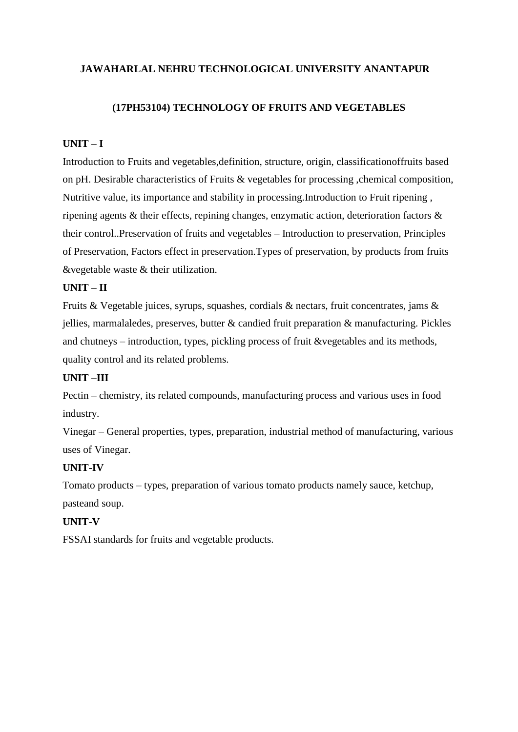**JAWAHARLAL NEHRU TECHNOLOGICAL UNIVERSITY ANANTAPUR**

**(17PH53104) TECHNOLOGY OF FRUITS AND VEGETABLES**

**UNIT – I**

Introduction to Fruits and vegetables,definition, structure, origin, classificationoffruits based on pH. Desirable characteristics of Fruits & vegetables for processing ,chemical composition, Nutritive value, its importance and stability in processing.Introduction to Fruit ripening , ripening agents & their effects, repining changes, enzymatic action, deterioration factors & their control..Preservation of fruits and vegetables – Introduction to preservation, Principles of Preservation, Factors effect in preservation.Types of preservation, by products from fruits &vegetable waste & their utilization.

**UNIT – II**

Fruits & Vegetable juices, syrups, squashes, cordials & nectars, fruit concentrates, jams & jellies, marmalaledes, preserves, butter & candied fruit preparation & manufacturing. Pickles and chutneys – introduction, types, pickling process of fruit &vegetables and its methods, quality control and its related problems.

**UNIT –III**

Pectin – chemistry, its related compounds, manufacturing process and various uses in food industry.

Vinegar – General properties, types, preparation, industrial method of manufacturing, various uses of Vinegar.

**UNIT-IV**

Tomato products – types, preparation of various tomato products namely sauce, ketchup, pasteand soup.

**UNIT-V**

FSSAI standards for fruits and vegetable products.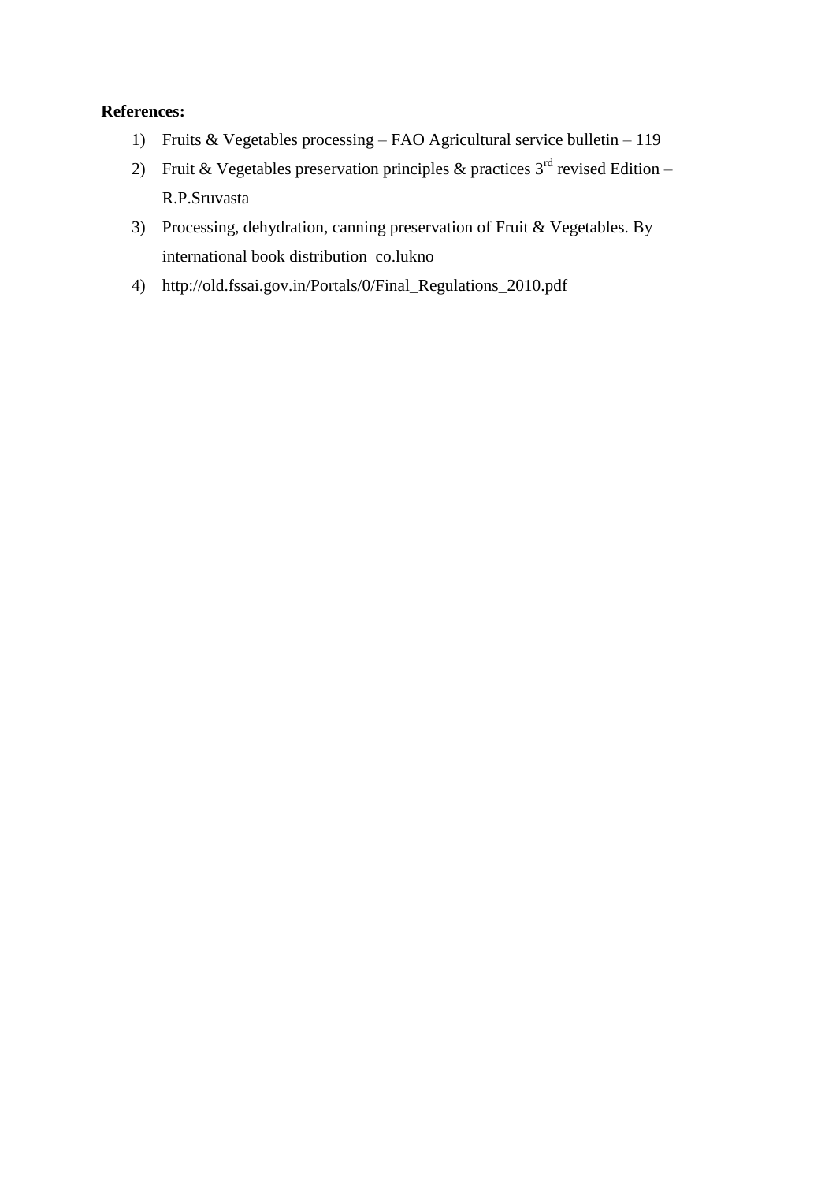**References:**

1) Fruits & Vegetables processing – FAO Agricultural service bulletin – 119
2) Fruit & Vegetables preservation principles & practices 3rd revised Edition – R.P.Sruvasta
3) Processing, dehydration, canning preservation of Fruit & Vegetables. By international book distribution co.lukno
4) http://old.fssai.gov.in/Portals/0/Final_Regulations_2010.pdf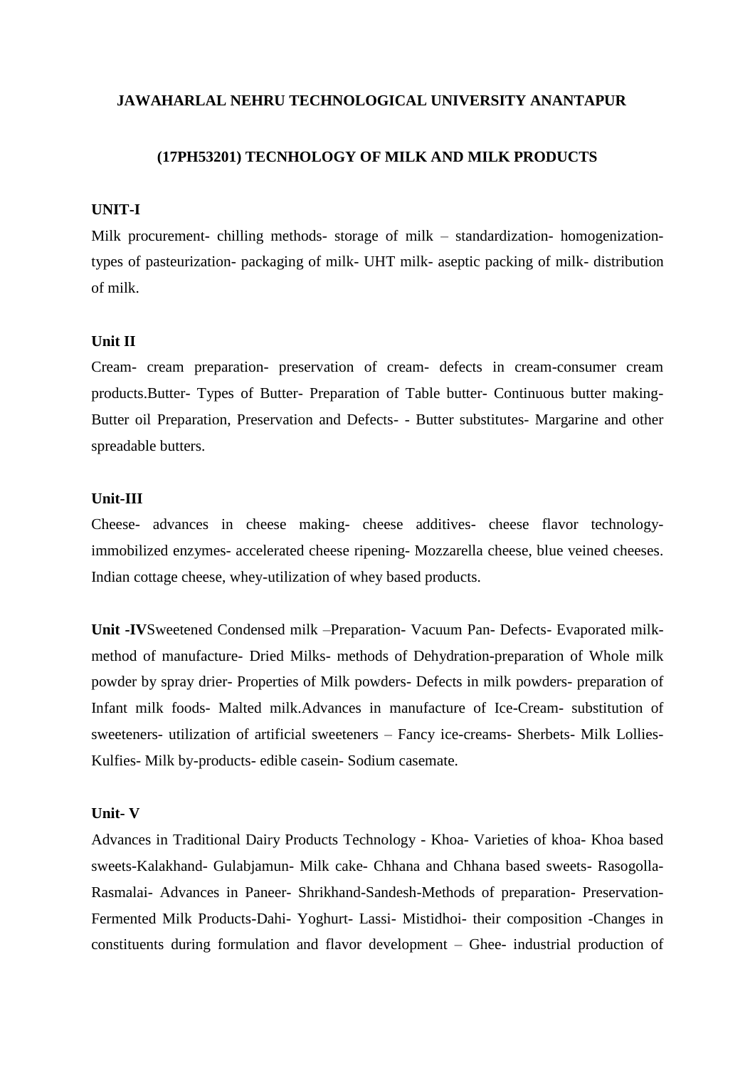**JAWAHARLAL NEHRU TECHNOLOGICAL UNIVERSITY ANANTAPUR**

**(17PH53201) TECNHOLOGY OF MILK AND MILK PRODUCTS**

**UNIT-I**

Milk procurement- chilling methods- storage of milk – standardization- homogenization- types of pasteurization- packaging of milk- UHT milk- aseptic packing of milk- distribution of milk.

**Unit II**

Cream- cream preparation- preservation of cream- defects in cream-consumer cream products.Butter- Types of Butter- Preparation of Table butter- Continuous butter making- Butter oil Preparation, Preservation and Defects- - Butter substitutes- Margarine and other spreadable butters.

**Unit-III**

Cheese- advances in cheese making- cheese additives- cheese flavor technology- immobilized enzymes- accelerated cheese ripening- Mozzarella cheese, blue veined cheeses. Indian cottage cheese, whey-utilization of whey based products.

**Unit -IV**Sweetened Condensed milk –Preparation- Vacuum Pan- Defects- Evaporated milk- method of manufacture- Dried Milks- methods of Dehydration-preparation of Whole milk powder by spray drier- Properties of Milk powders- Defects in milk powders- preparation of Infant milk foods- Malted milk.Advances in manufacture of Ice-Cream- substitution of sweeteners- utilization of artificial sweeteners – Fancy ice-creams- Sherbets- Milk Lollies- Kulfies- Milk by-products- edible casein- Sodium casemate.

**Unit- V**

Advances in Traditional Dairy Products Technology - Khoa- Varieties of khoa- Khoa based sweets-Kalakhand- Gulabjamun- Milk cake- Chhana and Chhana based sweets- Rasogolla- Rasmalai- Advances in Paneer- Shrikhand-Sandesh-Methods of preparation- Preservation- Fermented Milk Products-Dahi- Yoghurt- Lassi- Mistidhoi- their composition -Changes in constituents during formulation and flavor development – Ghee- industrial production of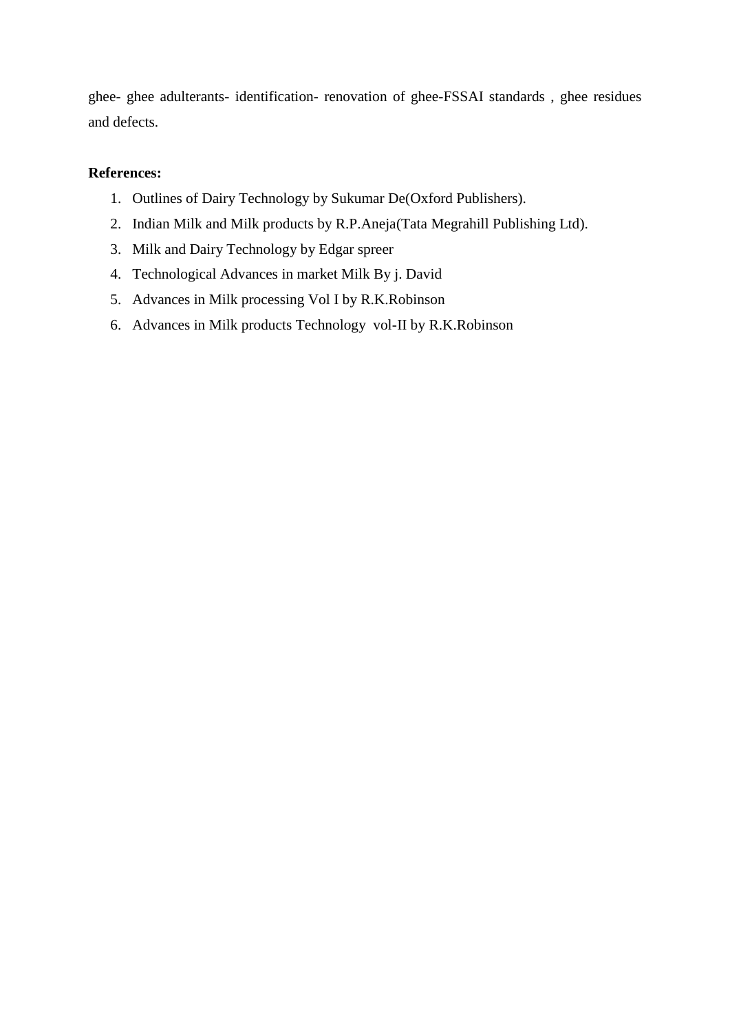ghee- ghee adulterants- identification- renovation of ghee-FSSAI standards , ghee residues and defects.

**References:**

1. Outlines of Dairy Technology by Sukumar De(Oxford Publishers).
2. Indian Milk and Milk products by R.P.Aneja(Tata Megrahill Publishing Ltd).
3. Milk and Dairy Technology by Edgar spreer
4. Technological Advances in market Milk By j. David
5. Advances in Milk processing Vol I by R.K.Robinson
6. Advances in Milk products Technology vol-II by R.K.Robinson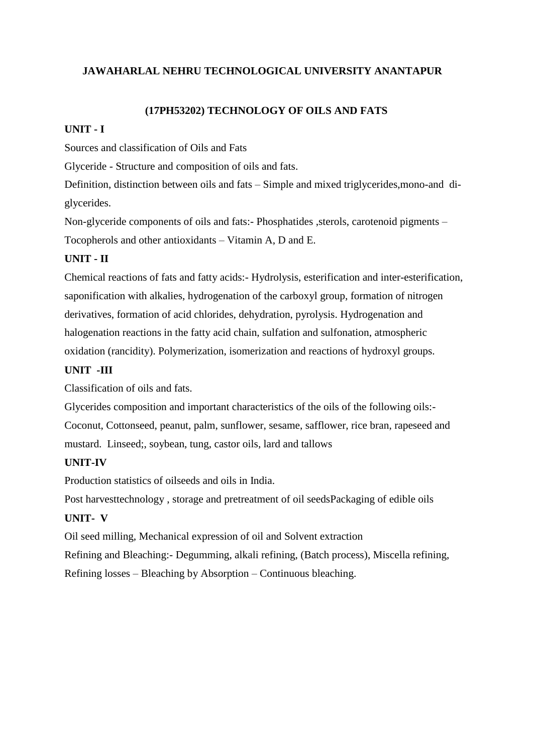**JAWAHARLAL NEHRU TECHNOLOGICAL UNIVERSITY ANANTAPUR**

**(17PH53202) TECHNOLOGY OF OILS AND FATS**

**UNIT - I**

Sources and classification of Oils and Fats

Glyceride - Structure and composition of oils and fats.

Definition, distinction between oils and fats – Simple and mixed triglycerides,mono-and di-glycerides.

Non-glyceride components of oils and fats:- Phosphatides ,sterols, carotenoid pigments – Tocopherols and other antioxidants – Vitamin A, D and E.

**UNIT - II**

Chemical reactions of fats and fatty acids:- Hydrolysis, esterification and inter-esterification, saponification with alkalies, hydrogenation of the carboxyl group, formation of nitrogen derivatives, formation of acid chlorides, dehydration, pyrolysis. Hydrogenation and halogenation reactions in the fatty acid chain, sulfation and sulfonation, atmospheric oxidation (rancidity). Polymerization, isomerization and reactions of hydroxyl groups.

**UNIT -III**

Classification of oils and fats.

Glycerides composition and important characteristics of the oils of the following oils:- Coconut, Cottonseed, peanut, palm, sunflower, sesame, safflower, rice bran, rapeseed and mustard. Linseed;, soybean, tung, castor oils, lard and tallows

**UNIT-IV**

Production statistics of oilseeds and oils in India.

Post harvesttechnology , storage and pretreatment of oil seedsPackaging of edible oils

**UNIT- V**

Oil seed milling, Mechanical expression of oil and Solvent extraction

Refining and Bleaching:- Degumming, alkali refining, (Batch process), Miscella refining, Refining losses – Bleaching by Absorption – Continuous bleaching.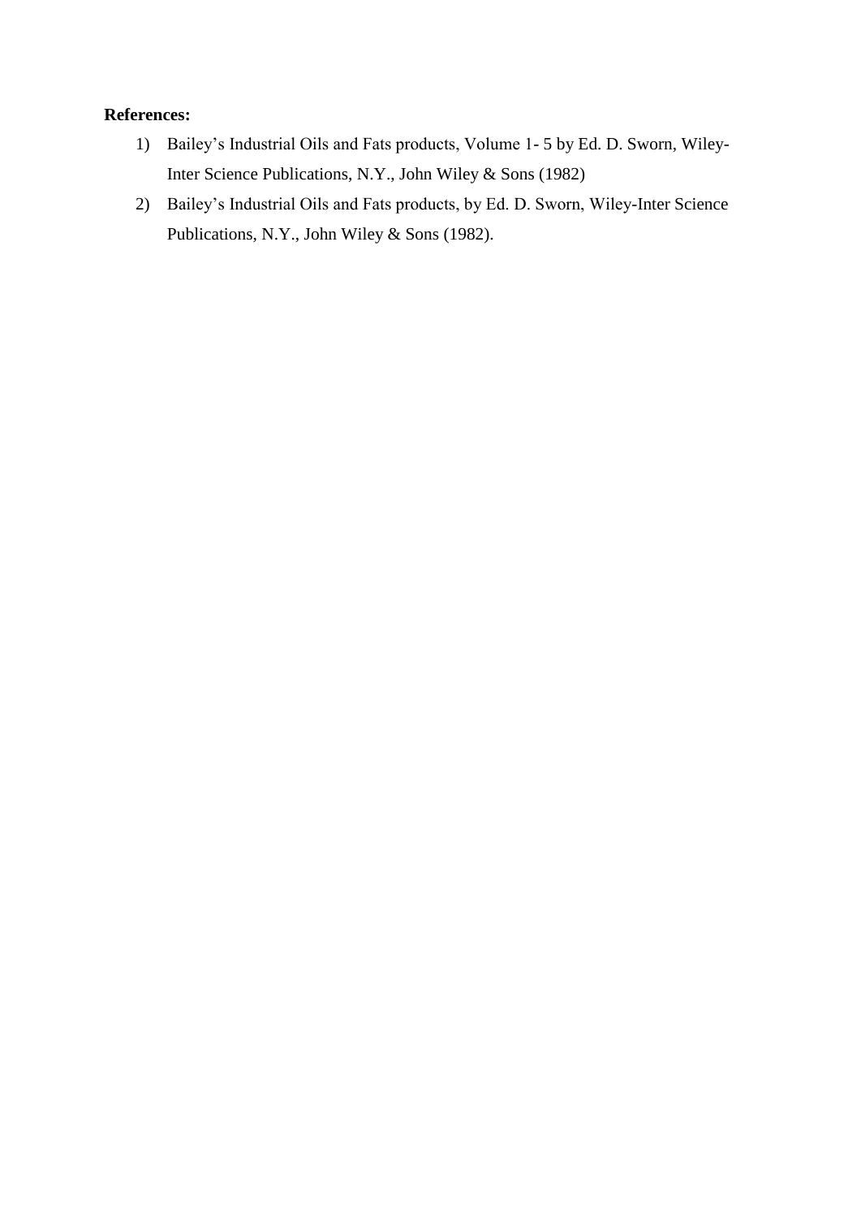**References:**

1) Bailey’s Industrial Oils and Fats products, Volume 1- 5 by Ed. D. Sworn, Wiley-Inter Science Publications, N.Y., John Wiley & Sons (1982)
2) Bailey’s Industrial Oils and Fats products, by Ed. D. Sworn, Wiley-Inter Science Publications, N.Y., John Wiley & Sons (1982).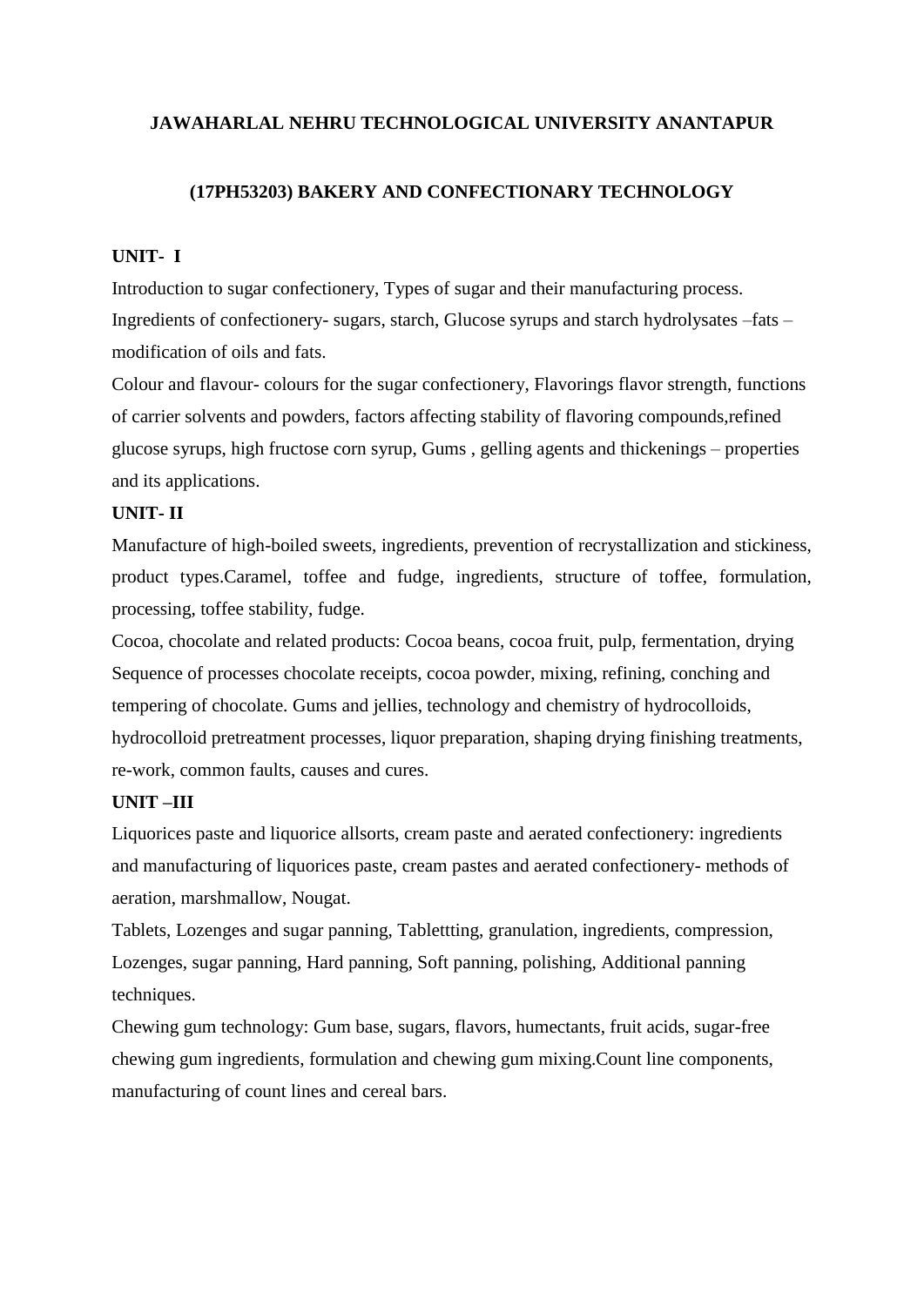**JAWAHARLAL NEHRU TECHNOLOGICAL UNIVERSITY ANANTAPUR**

**(17PH53203) BAKERY AND CONFECTIONARY TECHNOLOGY**

**UNIT- I**

Introduction to sugar confectionery, Types of sugar and their manufacturing process. Ingredients of confectionery- sugars, starch, Glucose syrups and starch hydrolysates –fats – modification of oils and fats.

Colour and flavour- colours for the sugar confectionery, Flavorings flavor strength, functions of carrier solvents and powders, factors affecting stability of flavoring compounds,refined glucose syrups, high fructose corn syrup, Gums , gelling agents and thickenings – properties and its applications.

**UNIT- II**

Manufacture of high-boiled sweets, ingredients, prevention of recrystallization and stickiness, product types.Caramel, toffee and fudge, ingredients, structure of toffee, formulation, processing, toffee stability, fudge.

Cocoa, chocolate and related products: Cocoa beans, cocoa fruit, pulp, fermentation, drying Sequence of processes chocolate receipts, cocoa powder, mixing, refining, conching and tempering of chocolate. Gums and jellies, technology and chemistry of hydrocolloids, hydrocolloid pretreatment processes, liquor preparation, shaping drying finishing treatments, re-work, common faults, causes and cures.

**UNIT –III**

Liquorices paste and liquorice allsorts, cream paste and aerated confectionery: ingredients and manufacturing of liquorices paste, cream pastes and aerated confectionery- methods of aeration, marshmallow, Nougat.

Tablets, Lozenges and sugar panning, Tablettting, granulation, ingredients, compression, Lozenges, sugar panning, Hard panning, Soft panning, polishing, Additional panning techniques.

Chewing gum technology: Gum base, sugars, flavors, humectants, fruit acids, sugar-free chewing gum ingredients, formulation and chewing gum mixing.Count line components, manufacturing of count lines and cereal bars.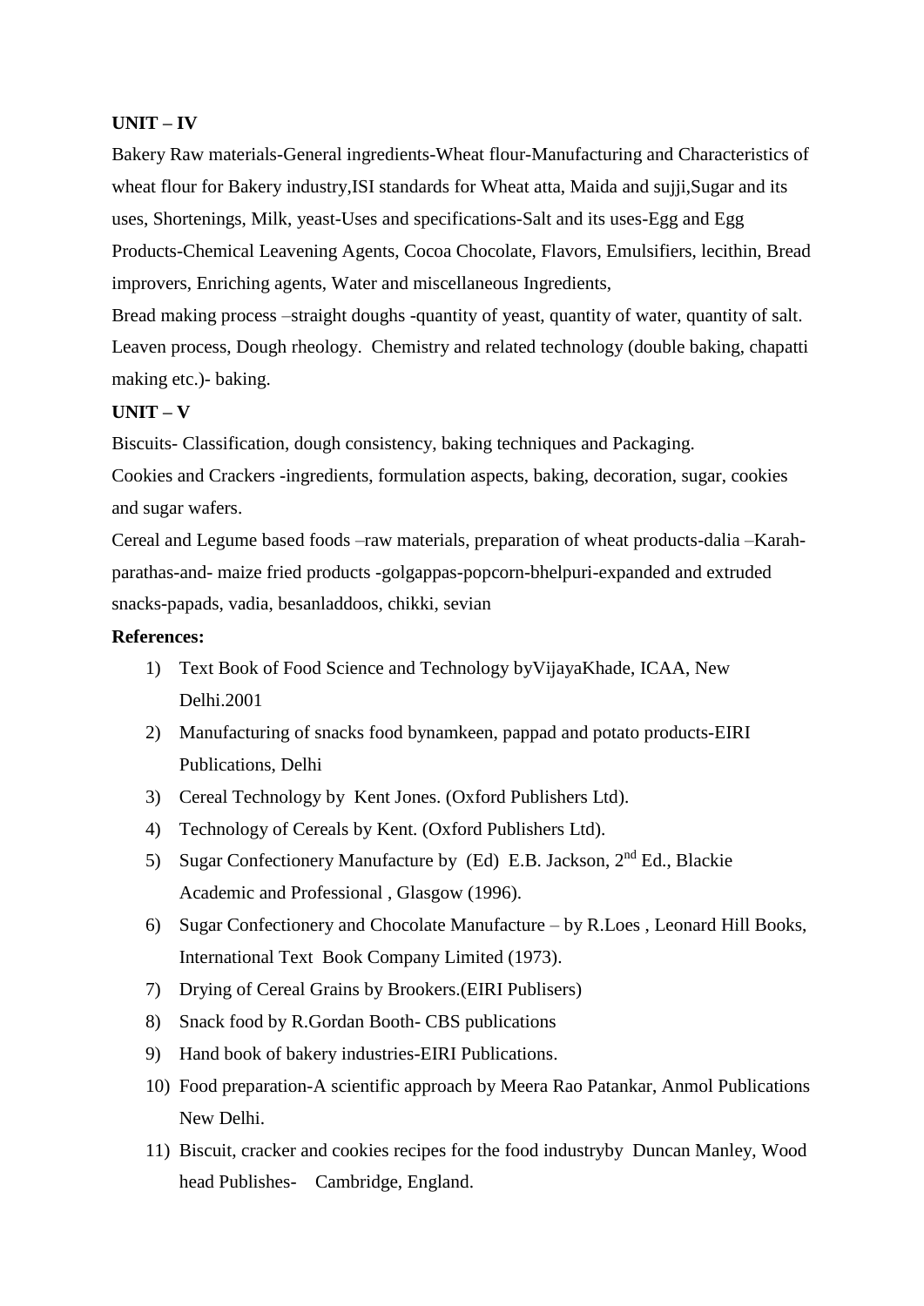**UNIT – IV**

Bakery Raw materials-General ingredients-Wheat flour-Manufacturing and Characteristics of wheat flour for Bakery industry,ISI standards for Wheat atta, Maida and sujji,Sugar and its uses, Shortenings, Milk, yeast-Uses and specifications-Salt and its uses-Egg and Egg Products-Chemical Leavening Agents, Cocoa Chocolate, Flavors, Emulsifiers, lecithin, Bread improvers, Enriching agents, Water and miscellaneous Ingredients,

Bread making process –straight doughs -quantity of yeast, quantity of water, quantity of salt. Leaven process, Dough rheology. Chemistry and related technology (double baking, chapatti making etc.)- baking.

**UNIT – V**

Biscuits- Classification, dough consistency, baking techniques and Packaging.

Cookies and Crackers -ingredients, formulation aspects, baking, decoration, sugar, cookies and sugar wafers.

Cereal and Legume based foods –raw materials, preparation of wheat products-dalia –Karah-parathas-and- maize fried products -golgappas-popcorn-bhelpuri-expanded and extruded snacks-papads, vadia, besanladdoos, chikki, sevian

**References:**

1) Text Book of Food Science and Technology byVijayaKhade, ICAA, New Delhi.2001
2) Manufacturing of snacks food bynamkeen, pappad and potato products-EIRI Publications, Delhi
3) Cereal Technology by Kent Jones. (Oxford Publishers Ltd).
4) Technology of Cereals by Kent. (Oxford Publishers Ltd).
5) Sugar Confectionery Manufacture by (Ed) E.B. Jackson, 2nd Ed., Blackie Academic and Professional , Glasgow (1996).
6) Sugar Confectionery and Chocolate Manufacture – by R.Loes , Leonard Hill Books, International Text Book Company Limited (1973).
7) Drying of Cereal Grains by Brookers.(EIRI Publisers)
8) Snack food by R.Gordan Booth- CBS publications
9) Hand book of bakery industries-EIRI Publications.
10) Food preparation-A scientific approach by Meera Rao Patankar, Anmol Publications New Delhi.
11) Biscuit, cracker and cookies recipes for the food industryby Duncan Manley, Wood head Publishes- Cambridge, England.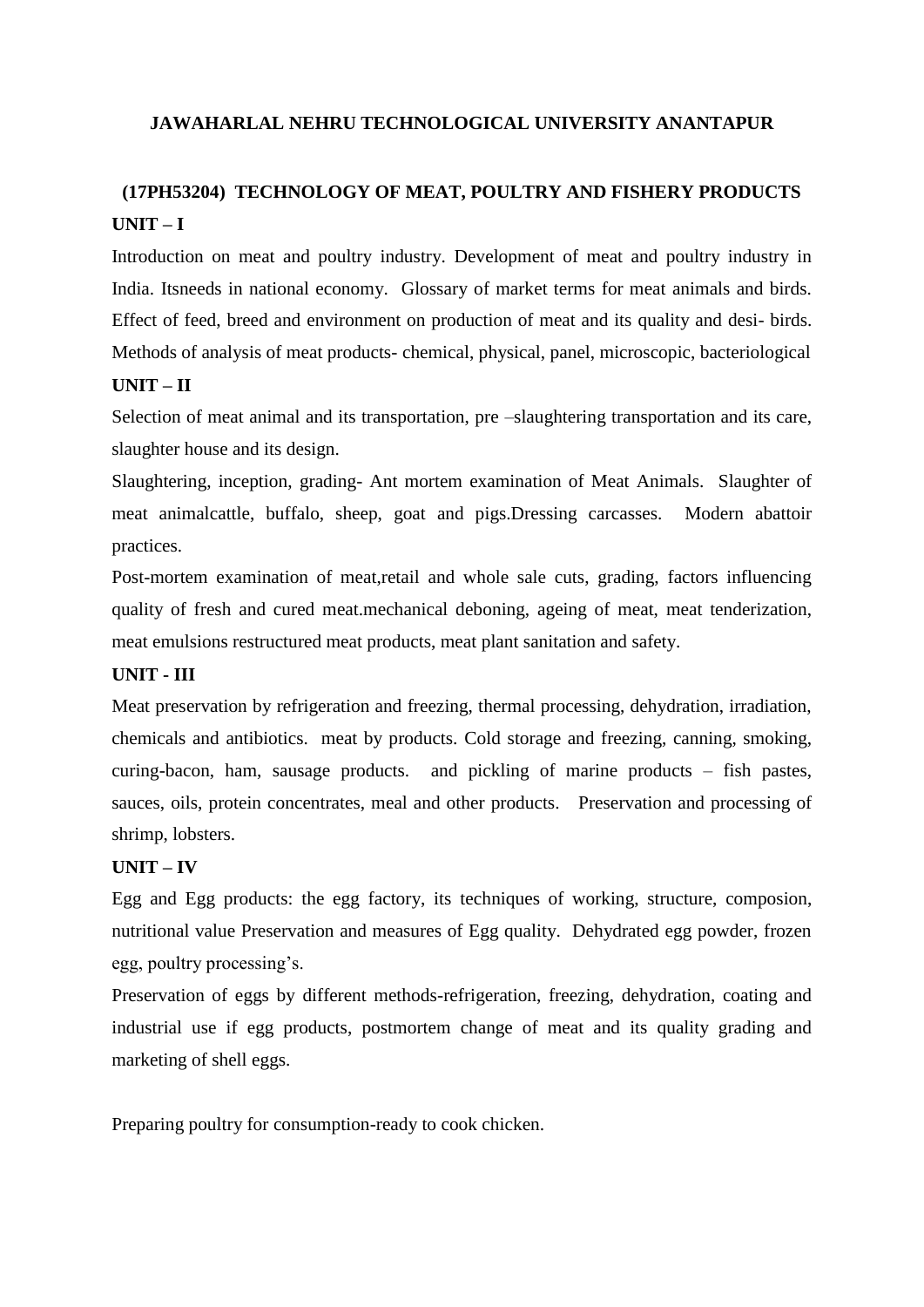**JAWAHARLAL NEHRU TECHNOLOGICAL UNIVERSITY ANANTAPUR**

**(17PH53204) TECHNOLOGY OF MEAT, POULTRY AND FISHERY PRODUCTS**

**UNIT – I**

Introduction on meat and poultry industry. Development of meat and poultry industry in India. Itsneeds in national economy. Glossary of market terms for meat animals and birds. Effect of feed, breed and environment on production of meat and its quality and desi- birds. Methods of analysis of meat products- chemical, physical, panel, microscopic, bacteriological

**UNIT – II**

Selection of meat animal and its transportation, pre –slaughtering transportation and its care, slaughter house and its design.

Slaughtering, inception, grading- Ant mortem examination of Meat Animals. Slaughter of meat animalcattle, buffalo, sheep, goat and pigs.Dressing carcasses. Modern abattoir practices.

Post-mortem examination of meat,retail and whole sale cuts, grading, factors influencing quality of fresh and cured meat.mechanical deboning, ageing of meat, meat tenderization, meat emulsions restructured meat products, meat plant sanitation and safety.

**UNIT - III**

Meat preservation by refrigeration and freezing, thermal processing, dehydration, irradiation, chemicals and antibiotics. meat by products. Cold storage and freezing, canning, smoking, curing-bacon, ham, sausage products. and pickling of marine products – fish pastes, sauces, oils, protein concentrates, meal and other products. Preservation and processing of shrimp, lobsters.

**UNIT – IV**

Egg and Egg products: the egg factory, its techniques of working, structure, composion, nutritional value Preservation and measures of Egg quality. Dehydrated egg powder, frozen egg, poultry processing's.

Preservation of eggs by different methods-refrigeration, freezing, dehydration, coating and industrial use if egg products, postmortem change of meat and its quality grading and marketing of shell eggs.

Preparing poultry for consumption-ready to cook chicken.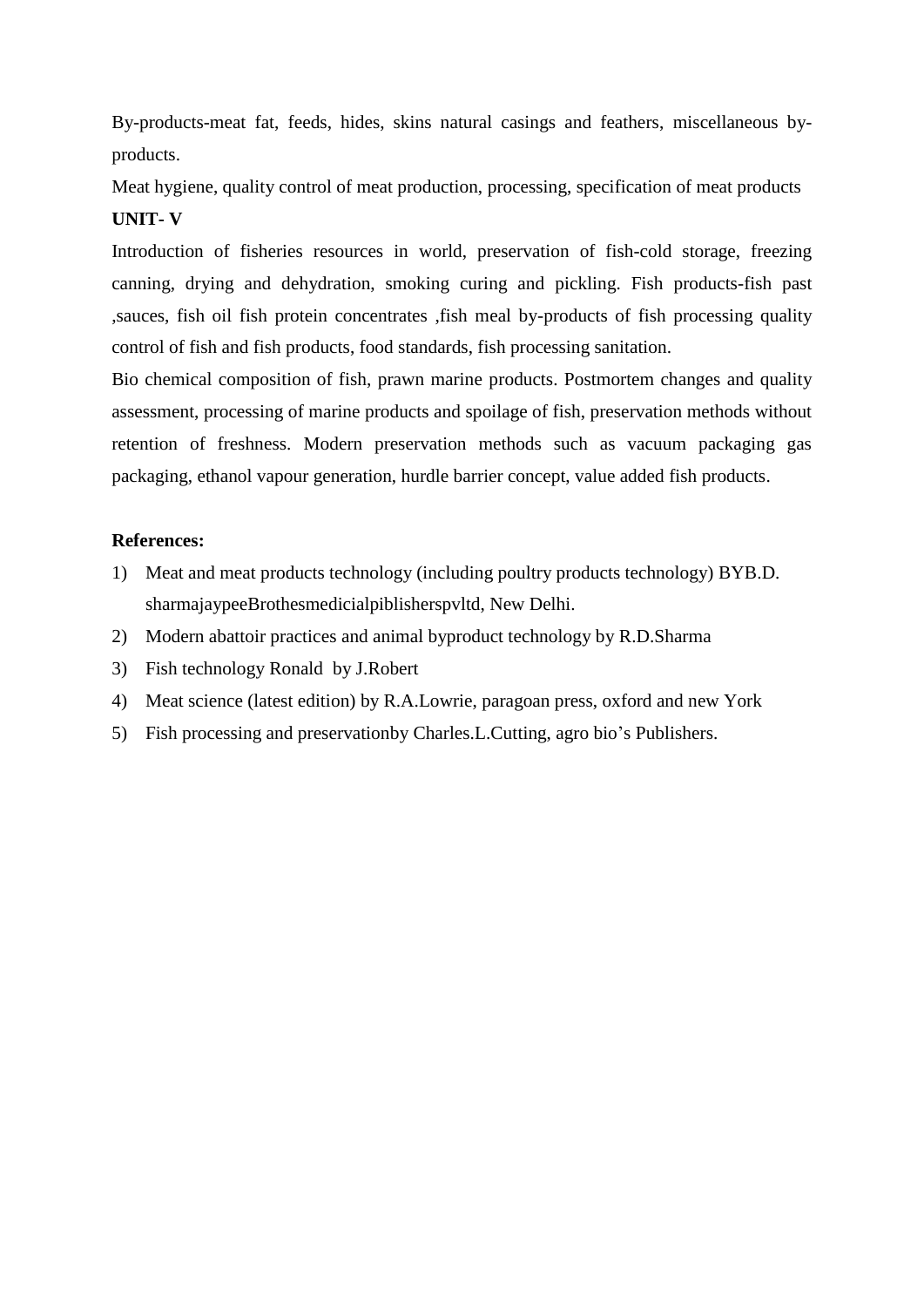By-products-meat fat, feeds, hides, skins natural casings and feathers, miscellaneous by-products.

Meat hygiene, quality control of meat production, processing, specification of meat products

**UNIT- V**

Introduction of fisheries resources in world, preservation of fish-cold storage, freezing canning, drying and dehydration, smoking curing and pickling. Fish products-fish past ,sauces, fish oil fish protein concentrates ,fish meal by-products of fish processing quality control of fish and fish products, food standards, fish processing sanitation.

Bio chemical composition of fish, prawn marine products. Postmortem changes and quality assessment, processing of marine products and spoilage of fish, preservation methods without retention of freshness. Modern preservation methods such as vacuum packaging gas packaging, ethanol vapour generation, hurdle barrier concept, value added fish products.

**References:**

1) Meat and meat products technology (including poultry products technology) BYB.D. sharmajaypeeBrothesmedicialpiblisherspvltd, New Delhi.
2) Modern abattoir practices and animal byproduct technology by R.D.Sharma
3) Fish technology Ronald by J.Robert
4) Meat science (latest edition) by R.A.Lowrie, paragoan press, oxford and new York
5) Fish processing and preservationby Charles.L.Cutting, agro bio's Publishers.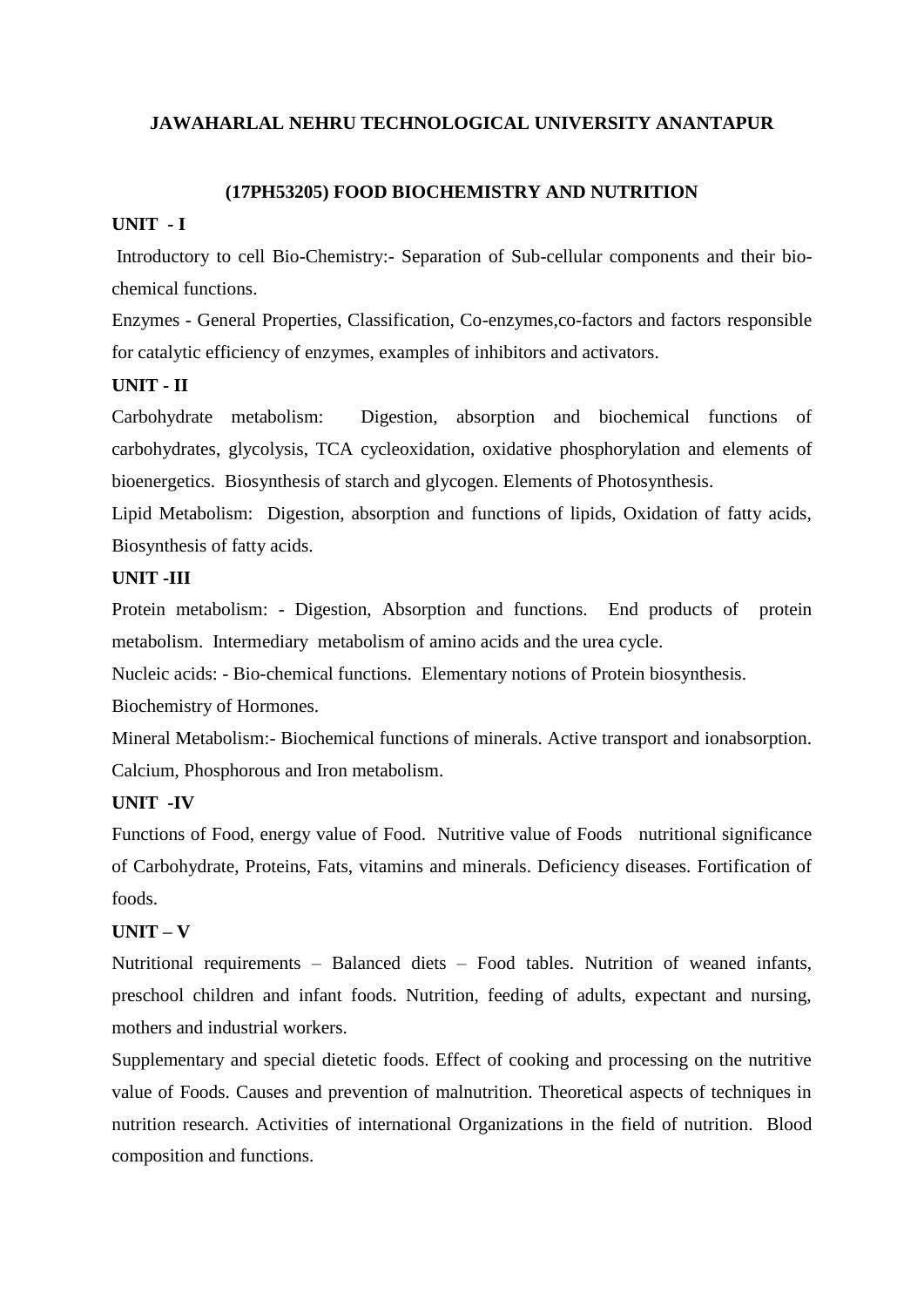**JAWAHARLAL NEHRU TECHNOLOGICAL UNIVERSITY ANANTAPUR**

**(17PH53205) FOOD BIOCHEMISTRY AND NUTRITION**

**UNIT - I**

Introductory to cell Bio-Chemistry:- Separation of Sub-cellular components and their bio-chemical functions.

Enzymes - General Properties, Classification, Co-enzymes,co-factors and factors responsible for catalytic efficiency of enzymes, examples of inhibitors and activators.

**UNIT - II**

Carbohydrate metabolism: Digestion, absorption and biochemical functions of carbohydrates, glycolysis, TCA cycleoxidation, oxidative phosphorylation and elements of bioenergetics. Biosynthesis of starch and glycogen. Elements of Photosynthesis.

Lipid Metabolism: Digestion, absorption and functions of lipids, Oxidation of fatty acids, Biosynthesis of fatty acids.

**UNIT -III**

Protein metabolism: - Digestion, Absorption and functions. End products of protein metabolism. Intermediary metabolism of amino acids and the urea cycle.

Nucleic acids: - Bio-chemical functions. Elementary notions of Protein biosynthesis.

Biochemistry of Hormones.

Mineral Metabolism:- Biochemical functions of minerals. Active transport and ionabsorption. Calcium, Phosphorous and Iron metabolism.

**UNIT -IV**

Functions of Food, energy value of Food. Nutritive value of Foods nutritional significance of Carbohydrate, Proteins, Fats, vitamins and minerals. Deficiency diseases. Fortification of foods.

**UNIT – V**

Nutritional requirements – Balanced diets – Food tables. Nutrition of weaned infants, preschool children and infant foods. Nutrition, feeding of adults, expectant and nursing, mothers and industrial workers.

Supplementary and special dietetic foods. Effect of cooking and processing on the nutritive value of Foods. Causes and prevention of malnutrition. Theoretical aspects of techniques in nutrition research. Activities of international Organizations in the field of nutrition. Blood composition and functions.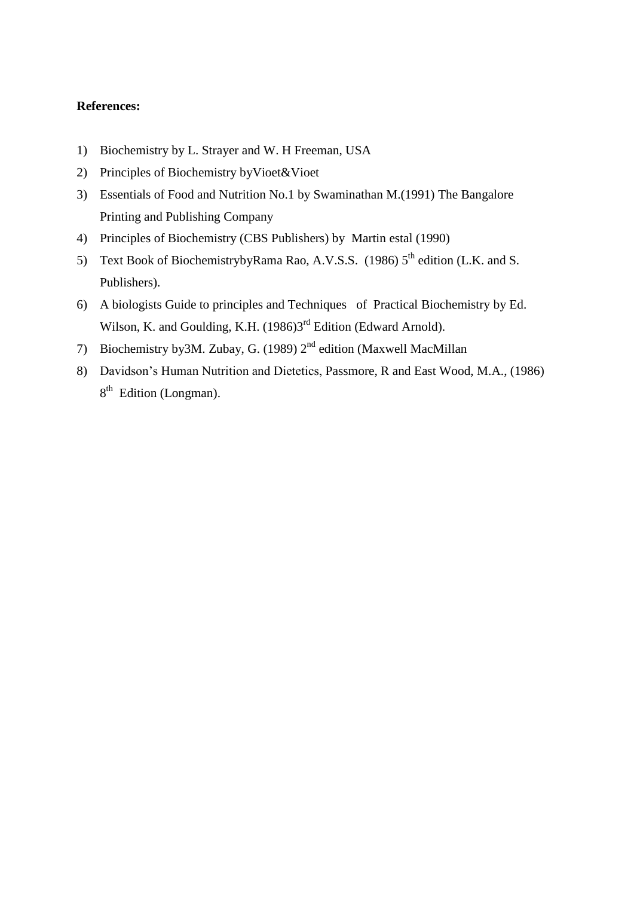**References:**

1) Biochemistry by L. Strayer and W. H Freeman, USA
2) Principles of Biochemistry byVioet&Vioet
3) Essentials of Food and Nutrition No.1 by Swaminathan M.(1991) The Bangalore Printing and Publishing Company
4) Principles of Biochemistry (CBS Publishers) by Martin estal (1990)
5) Text Book of BiochemistrybyRama Rao, A.V.S.S. (1986) 5th edition (L.K. and S. Publishers).
6) A biologists Guide to principles and Techniques of Practical Biochemistry by Ed. Wilson, K. and Goulding, K.H. (1986)3rd Edition (Edward Arnold).
7) Biochemistry by3M. Zubay, G. (1989) 2nd edition (Maxwell MacMillan
8) Davidson's Human Nutrition and Dietetics, Passmore, R and East Wood, M.A., (1986) 8th Edition (Longman).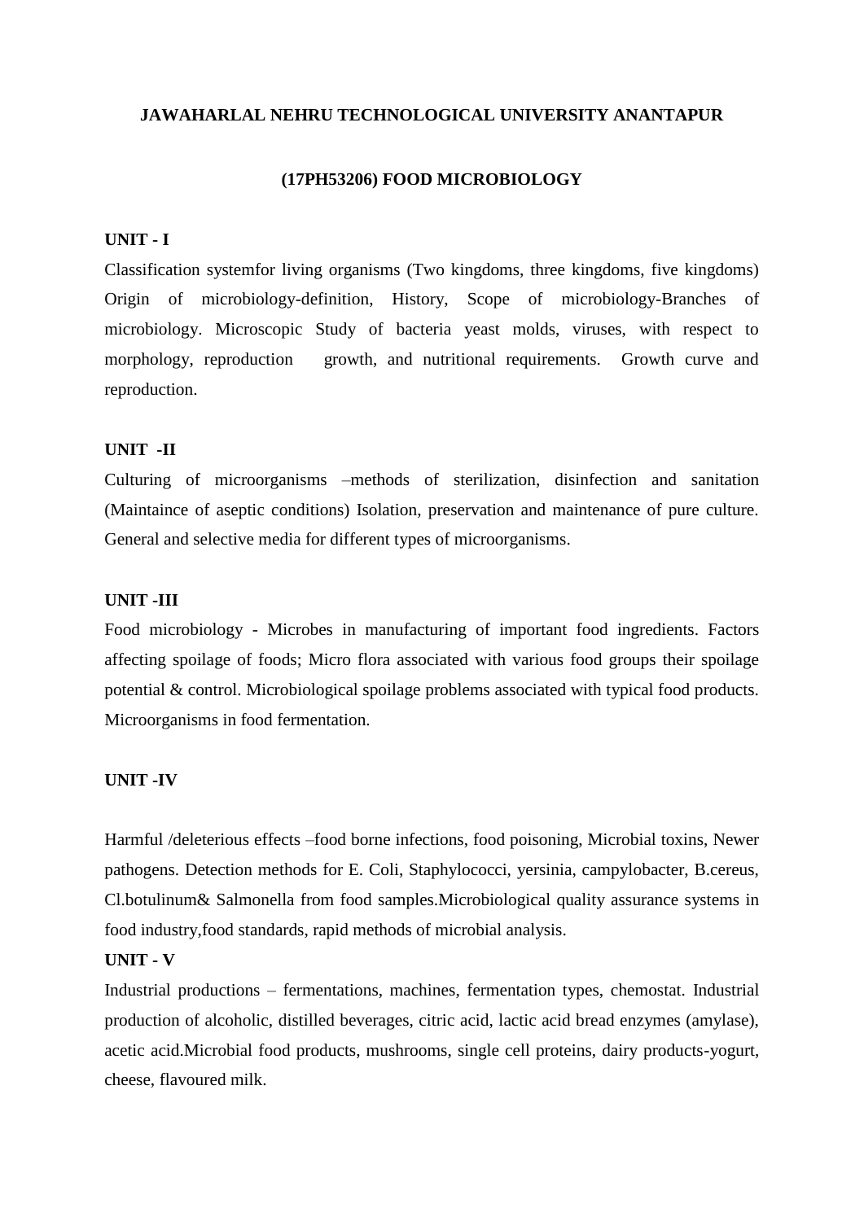# JAWAHARLAL NEHRU TECHNOLOGICAL UNIVERSITY ANANTAPUR

## (17PH53206) FOOD MICROBIOLOGY

### UNIT - I

Classification systemfor living organisms (Two kingdoms, three kingdoms, five kingdoms) Origin of microbiology-definition, History, Scope of microbiology-Branches of microbiology. Microscopic Study of bacteria yeast molds, viruses, with respect to morphology, reproduction growth, and nutritional requirements. Growth curve and reproduction.

### UNIT -II

Culturing of microorganisms –methods of sterilization, disinfection and sanitation (Maintaince of aseptic conditions) Isolation, preservation and maintenance of pure culture. General and selective media for different types of microorganisms.

### UNIT -III

Food microbiology - Microbes in manufacturing of important food ingredients. Factors affecting spoilage of foods; Micro flora associated with various food groups their spoilage potential & control. Microbiological spoilage problems associated with typical food products. Microorganisms in food fermentation.

### UNIT -IV

Harmful /deleterious effects –food borne infections, food poisoning, Microbial toxins, Newer pathogens. Detection methods for E. Coli, Staphylococci, yersinia, campylobacter, B.cereus, Cl.botulinum& Salmonella from food samples.Microbiological quality assurance systems in food industry,food standards, rapid methods of microbial analysis.

### UNIT - V

Industrial productions – fermentations, machines, fermentation types, chemostat. Industrial production of alcoholic, distilled beverages, citric acid, lactic acid bread enzymes (amylase), acetic acid.Microbial food products, mushrooms, single cell proteins, dairy products-yogurt, cheese, flavoured milk.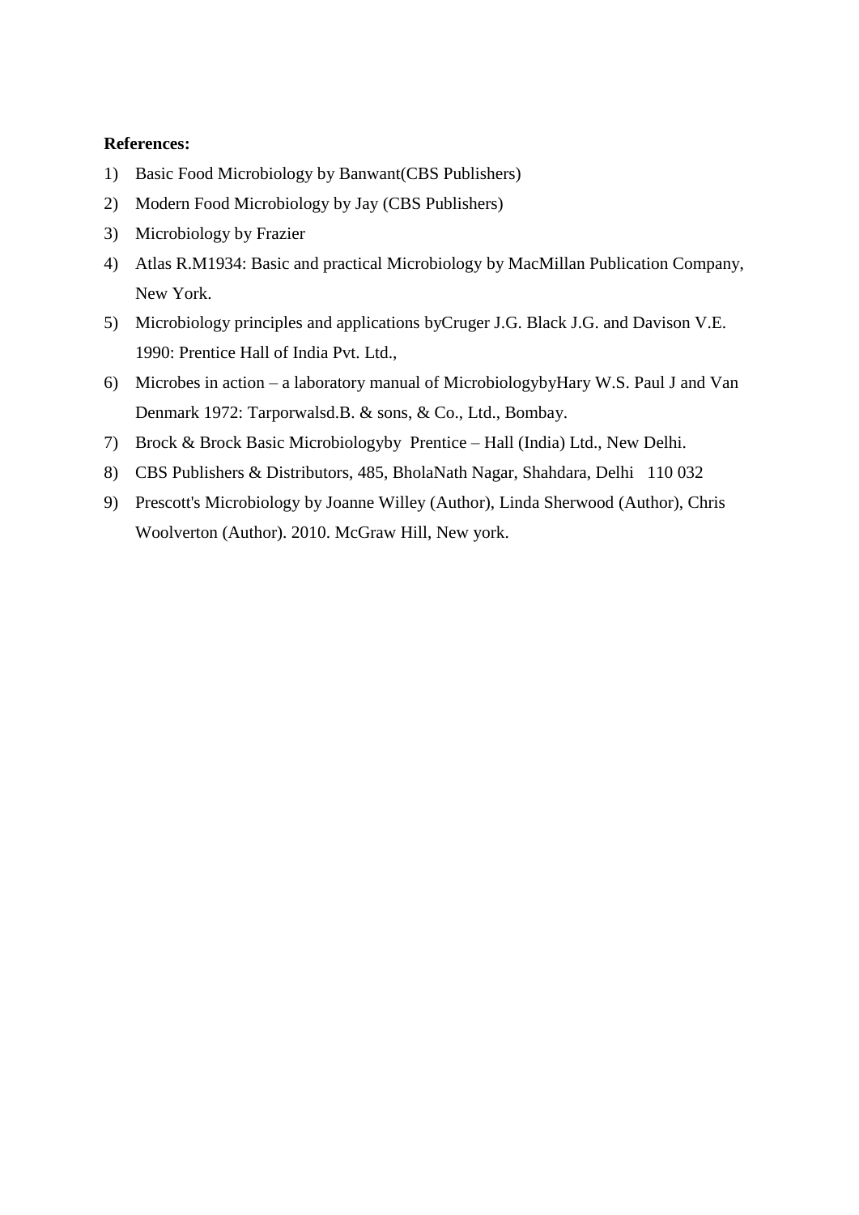**References:**

1) Basic Food Microbiology by Banwant(CBS Publishers)
2) Modern Food Microbiology by Jay (CBS Publishers)
3) Microbiology by Frazier
4) Atlas R.M1934: Basic and practical Microbiology by MacMillan Publication Company, New York.
5) Microbiology principles and applications byCruger J.G. Black J.G. and Davison V.E. 1990: Prentice Hall of India Pvt. Ltd.,
6) Microbes in action – a laboratory manual of MicrobiologybyHary W.S. Paul J and Van Denmark 1972: Tarporwalsd.B. & sons, & Co., Ltd., Bombay.
7) Brock & Brock Basic Microbiologyby Prentice – Hall (India) Ltd., New Delhi.
8) CBS Publishers & Distributors, 485, BholaNath Nagar, Shahdara, Delhi 110 032
9) Prescott's Microbiology by Joanne Willey (Author), Linda Sherwood (Author), Chris Woolverton (Author). 2010. McGraw Hill, New york.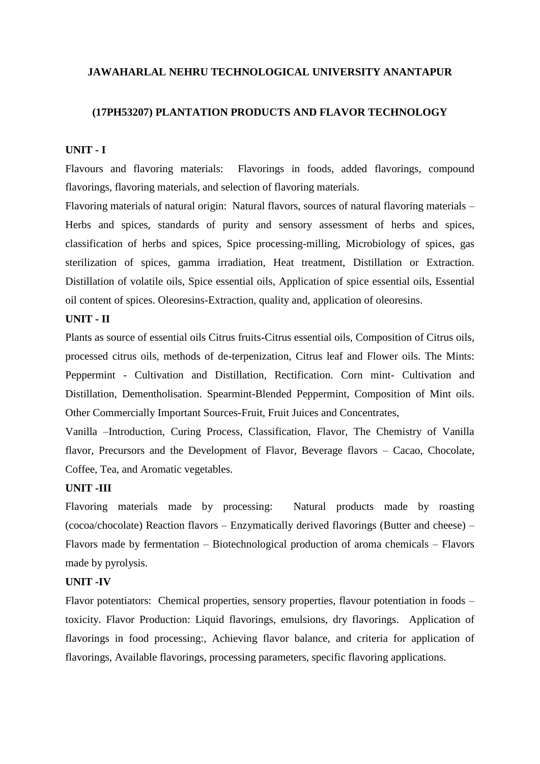**JAWAHARLAL NEHRU TECHNOLOGICAL UNIVERSITY ANANTAPUR**

**(17PH53207) PLANTATION PRODUCTS AND FLAVOR TECHNOLOGY**

**UNIT - I**

Flavours and flavoring materials: Flavorings in foods, added flavorings, compound flavorings, flavoring materials, and selection of flavoring materials.

Flavoring materials of natural origin: Natural flavors, sources of natural flavoring materials – Herbs and spices, standards of purity and sensory assessment of herbs and spices, classification of herbs and spices, Spice processing-milling, Microbiology of spices, gas sterilization of spices, gamma irradiation, Heat treatment, Distillation or Extraction. Distillation of volatile oils, Spice essential oils, Application of spice essential oils, Essential oil content of spices. Oleoresins-Extraction, quality and, application of oleoresins.

**UNIT - II**

Plants as source of essential oils Citrus fruits-Citrus essential oils, Composition of Citrus oils, processed citrus oils, methods of de-terpenization, Citrus leaf and Flower oils. The Mints: Peppermint - Cultivation and Distillation, Rectification. Corn mint- Cultivation and Distillation, Dementholisation. Spearmint-Blended Peppermint, Composition of Mint oils. Other Commercially Important Sources-Fruit, Fruit Juices and Concentrates,

Vanilla –Introduction, Curing Process, Classification, Flavor, The Chemistry of Vanilla flavor, Precursors and the Development of Flavor, Beverage flavors – Cacao, Chocolate, Coffee, Tea, and Aromatic vegetables.

**UNIT -III**

Flavoring materials made by processing: Natural products made by roasting (cocoa/chocolate) Reaction flavors – Enzymatically derived flavorings (Butter and cheese) – Flavors made by fermentation – Biotechnological production of aroma chemicals – Flavors made by pyrolysis.

**UNIT -IV**

Flavor potentiators: Chemical properties, sensory properties, flavour potentiation in foods – toxicity. Flavor Production: Liquid flavorings, emulsions, dry flavorings. Application of flavorings in food processing:, Achieving flavor balance, and criteria for application of flavorings, Available flavorings, processing parameters, specific flavoring applications.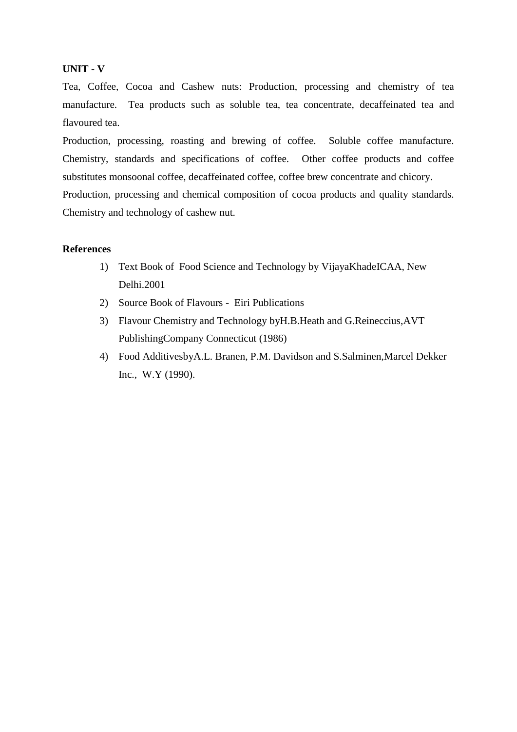**UNIT - V**

Tea, Coffee, Cocoa and Cashew nuts: Production, processing and chemistry of tea manufacture. Tea products such as soluble tea, tea concentrate, decaffeinated tea and flavoured tea.

Production, processing, roasting and brewing of coffee. Soluble coffee manufacture. Chemistry, standards and specifications of coffee. Other coffee products and coffee substitutes monsoonal coffee, decaffeinated coffee, coffee brew concentrate and chicory.

Production, processing and chemical composition of cocoa products and quality standards. Chemistry and technology of cashew nut.

**References**

1) Text Book of Food Science and Technology by VijayaKhadeICAA, New Delhi.2001
2) Source Book of Flavours - Eiri Publications
3) Flavour Chemistry and Technology byH.B.Heath and G.Reineccius,AVT PublishingCompany Connecticut (1986)
4) Food AdditivesbyA.L. Branen, P.M. Davidson and S.Salminen,Marcel Dekker Inc., W.Y (1990).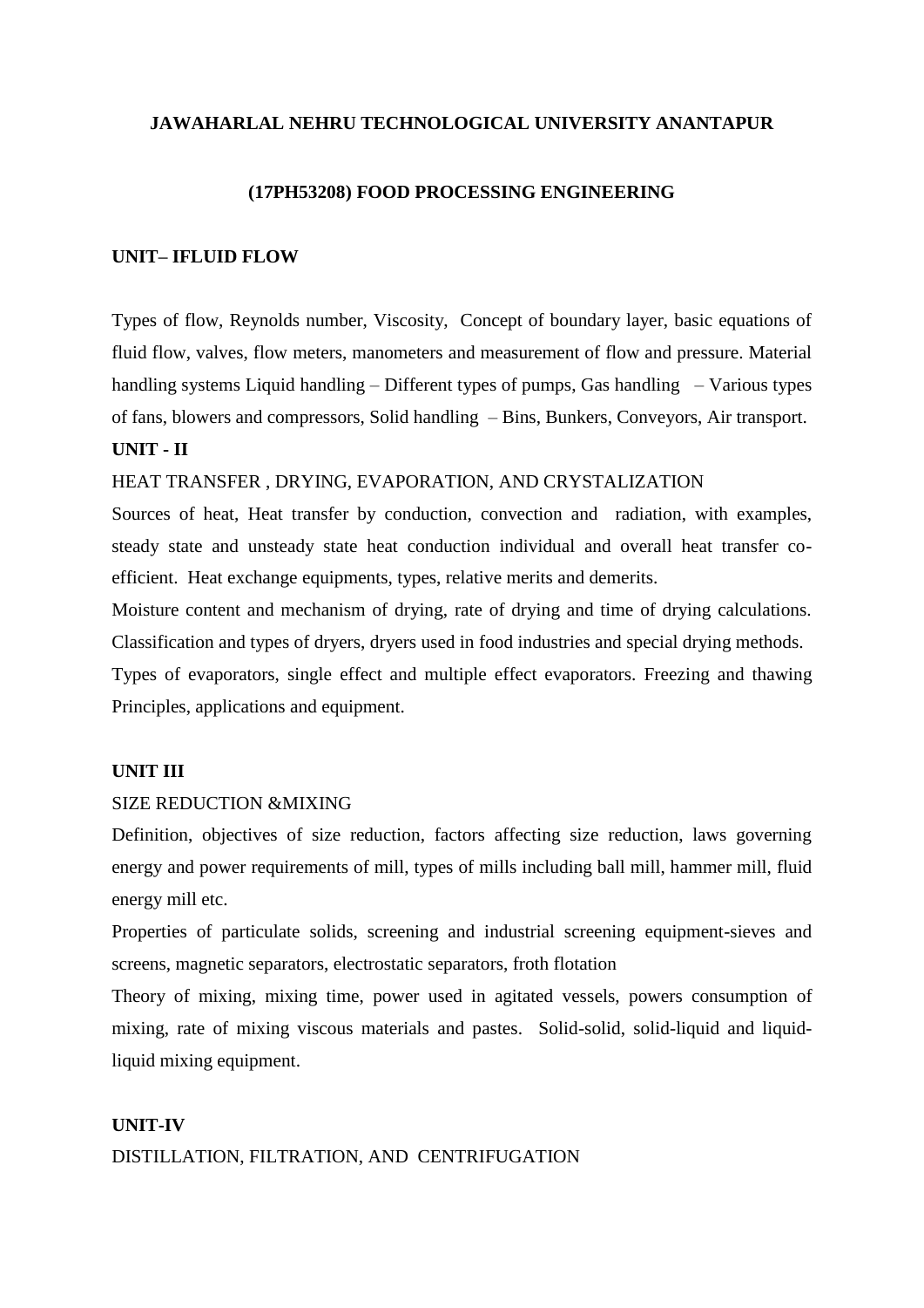**JAWAHARLAL NEHRU TECHNOLOGICAL UNIVERSITY ANANTAPUR**

**(17PH53208) FOOD PROCESSING ENGINEERING**

**UNIT– IFLUID FLOW**

Types of flow, Reynolds number, Viscosity, Concept of boundary layer, basic equations of fluid flow, valves, flow meters, manometers and measurement of flow and pressure. Material handling systems Liquid handling – Different types of pumps, Gas handling – Various types of fans, blowers and compressors, Solid handling – Bins, Bunkers, Conveyors, Air transport.

**UNIT - II**

HEAT TRANSFER , DRYING, EVAPORATION, AND CRYSTALIZATION

Sources of heat, Heat transfer by conduction, convection and radiation, with examples, steady state and unsteady state heat conduction individual and overall heat transfer co-efficient. Heat exchange equipments, types, relative merits and demerits.

Moisture content and mechanism of drying, rate of drying and time of drying calculations. Classification and types of dryers, dryers used in food industries and special drying methods.

Types of evaporators, single effect and multiple effect evaporators. Freezing and thawing Principles, applications and equipment.

**UNIT III**

SIZE REDUCTION &MIXING

Definition, objectives of size reduction, factors affecting size reduction, laws governing energy and power requirements of mill, types of mills including ball mill, hammer mill, fluid energy mill etc.

Properties of particulate solids, screening and industrial screening equipment-sieves and screens, magnetic separators, electrostatic separators, froth flotation

Theory of mixing, mixing time, power used in agitated vessels, powers consumption of mixing, rate of mixing viscous materials and pastes. Solid-solid, solid-liquid and liquid-liquid mixing equipment.

**UNIT-IV**

DISTILLATION, FILTRATION, AND CENTRIFUGATION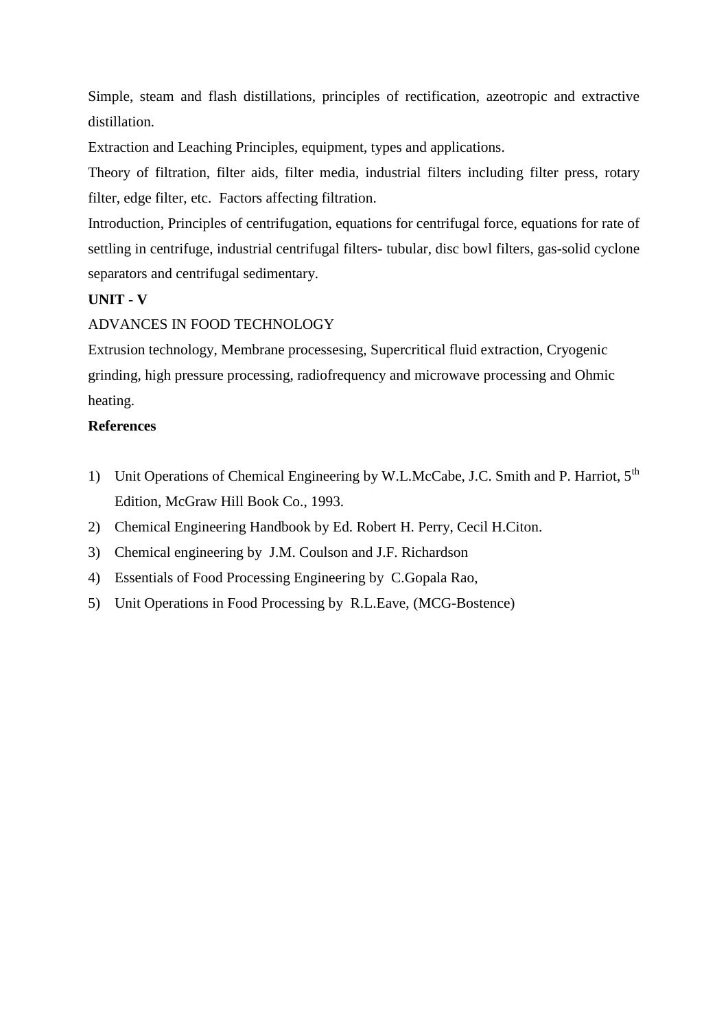Simple, steam and flash distillations, principles of rectification, azeotropic and extractive distillation.

Extraction and Leaching Principles, equipment, types and applications.

Theory of filtration, filter aids, filter media, industrial filters including filter press, rotary filter, edge filter, etc. Factors affecting filtration.

Introduction, Principles of centrifugation, equations for centrifugal force, equations for rate of settling in centrifuge, industrial centrifugal filters- tubular, disc bowl filters, gas-solid cyclone separators and centrifugal sedimentary.

**UNIT - V**

ADVANCES IN FOOD TECHNOLOGY

Extrusion technology, Membrane processesing, Supercritical fluid extraction, Cryogenic grinding, high pressure processing, radiofrequency and microwave processing and Ohmic heating.

**References**

1) Unit Operations of Chemical Engineering by W.L.McCabe, J.C. Smith and P. Harriot, 5th Edition, McGraw Hill Book Co., 1993.
2) Chemical Engineering Handbook by Ed. Robert H. Perry, Cecil H.Citon.
3) Chemical engineering by J.M. Coulson and J.F. Richardson
4) Essentials of Food Processing Engineering by C.Gopala Rao,
5) Unit Operations in Food Processing by R.L.Eave, (MCG-Bostence)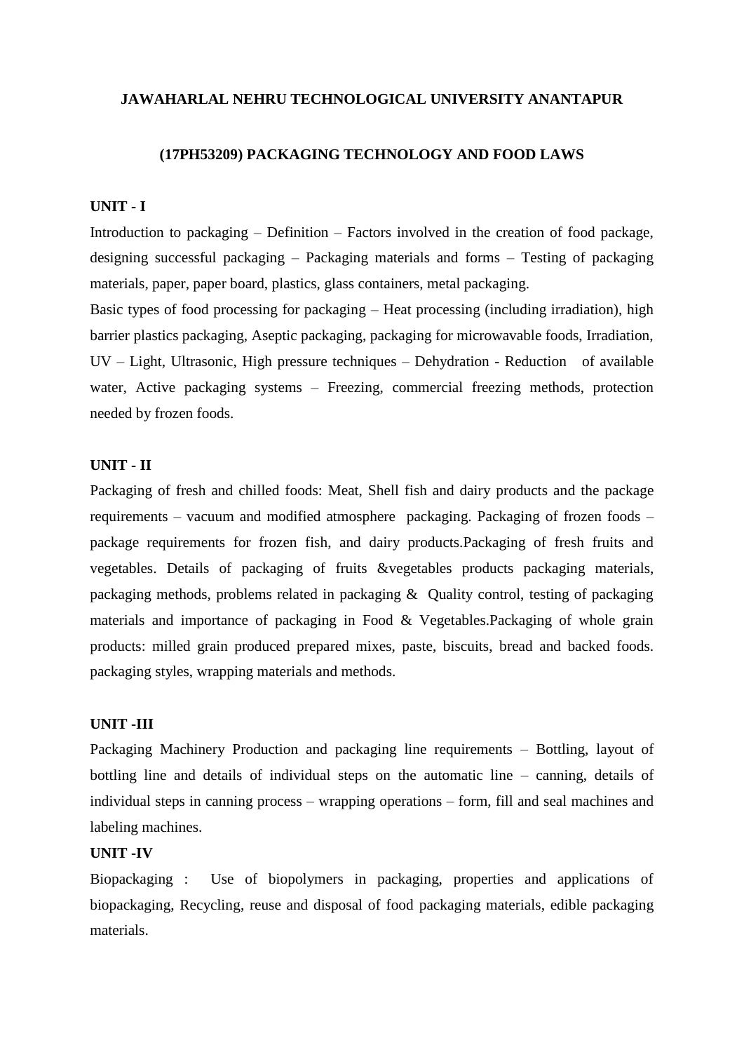**JAWAHARLAL NEHRU TECHNOLOGICAL UNIVERSITY ANANTAPUR**

**(17PH53209) PACKAGING TECHNOLOGY AND FOOD LAWS**

**UNIT - I**

Introduction to packaging – Definition – Factors involved in the creation of food package, designing successful packaging – Packaging materials and forms – Testing of packaging materials, paper, paper board, plastics, glass containers, metal packaging.

Basic types of food processing for packaging – Heat processing (including irradiation), high barrier plastics packaging, Aseptic packaging, packaging for microwavable foods, Irradiation, UV – Light, Ultrasonic, High pressure techniques – Dehydration - Reduction of available water, Active packaging systems – Freezing, commercial freezing methods, protection needed by frozen foods.

**UNIT - II**

Packaging of fresh and chilled foods: Meat, Shell fish and dairy products and the package requirements – vacuum and modified atmosphere packaging. Packaging of frozen foods – package requirements for frozen fish, and dairy products.Packaging of fresh fruits and vegetables. Details of packaging of fruits &vegetables products packaging materials, packaging methods, problems related in packaging & Quality control, testing of packaging materials and importance of packaging in Food & Vegetables.Packaging of whole grain products: milled grain produced prepared mixes, paste, biscuits, bread and backed foods. packaging styles, wrapping materials and methods.

**UNIT -III**

Packaging Machinery Production and packaging line requirements – Bottling, layout of bottling line and details of individual steps on the automatic line – canning, details of individual steps in canning process – wrapping operations – form, fill and seal machines and labeling machines.

**UNIT -IV**

Biopackaging : Use of biopolymers in packaging, properties and applications of biopackaging, Recycling, reuse and disposal of food packaging materials, edible packaging materials.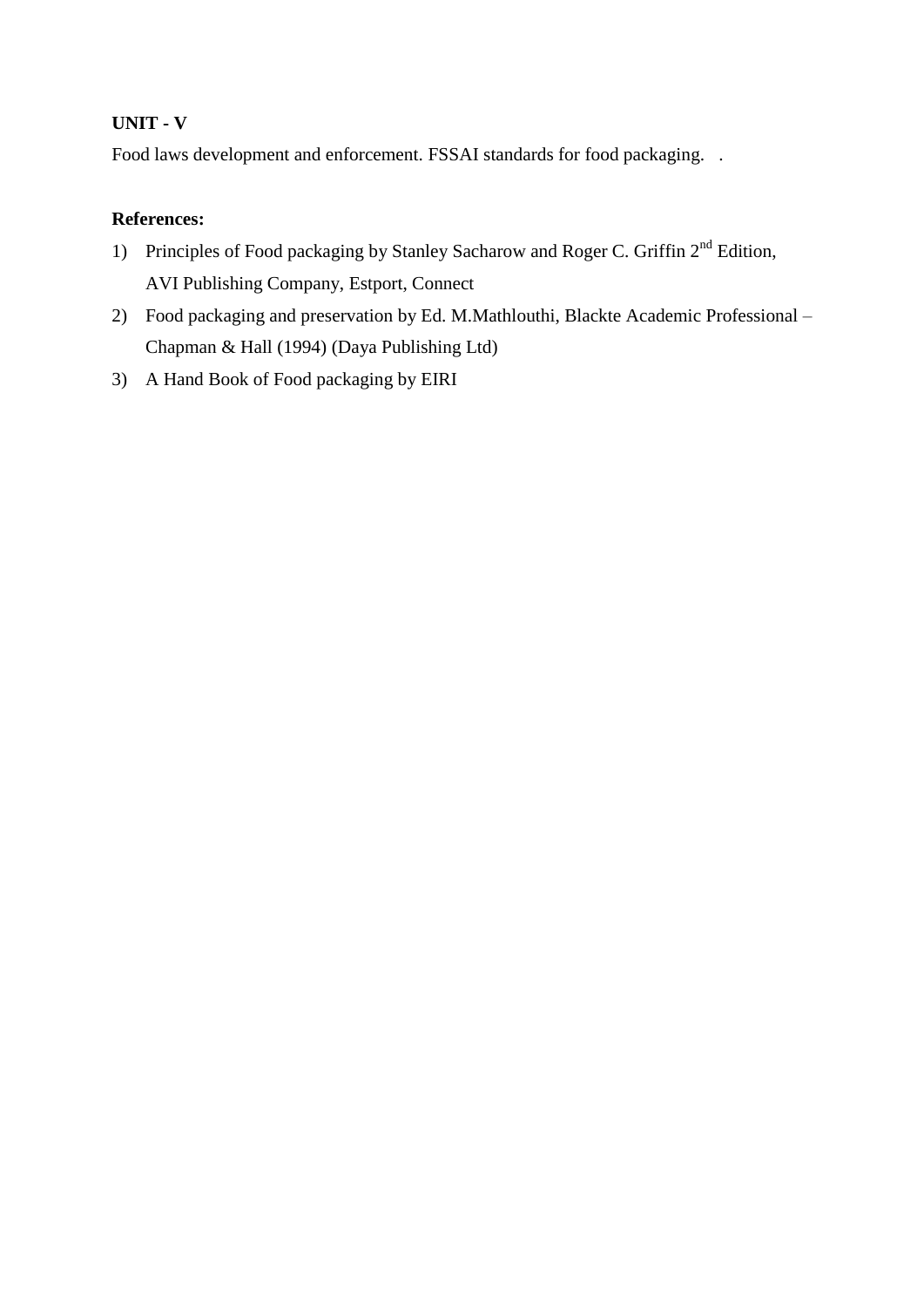**UNIT - V**

Food laws development and enforcement. FSSAI standards for food packaging.   .

**References:**

1) Principles of Food packaging by Stanley Sacharow and Roger C. Griffin 2nd Edition, AVI Publishing Company, Estport, Connect
2) Food packaging and preservation by Ed. M.Mathlouthi, Blackte Academic Professional – Chapman & Hall (1994) (Daya Publishing Ltd)
3) A Hand Book of Food packaging by EIRI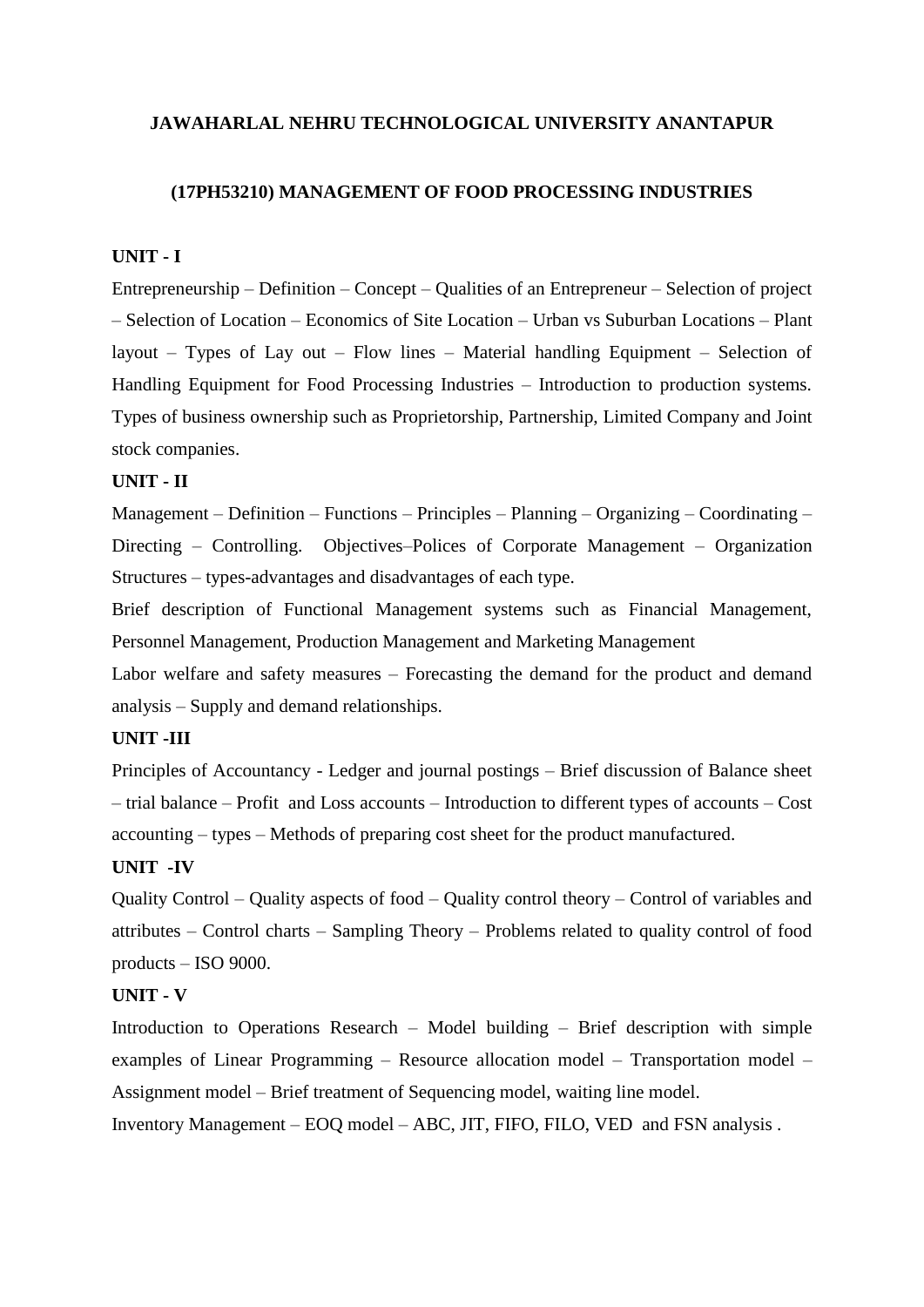**JAWAHARLAL NEHRU TECHNOLOGICAL UNIVERSITY ANANTAPUR**

**(17PH53210) MANAGEMENT OF FOOD PROCESSING INDUSTRIES**

**UNIT - I**

Entrepreneurship – Definition – Concept – Qualities of an Entrepreneur – Selection of project – Selection of Location – Economics of Site Location – Urban vs Suburban Locations – Plant layout – Types of Lay out – Flow lines – Material handling Equipment – Selection of Handling Equipment for Food Processing Industries – Introduction to production systems. Types of business ownership such as Proprietorship, Partnership, Limited Company and Joint stock companies.

**UNIT - II**

Management – Definition – Functions – Principles – Planning – Organizing – Coordinating – Directing – Controlling. Objectives–Polices of Corporate Management – Organization Structures – types-advantages and disadvantages of each type.

Brief description of Functional Management systems such as Financial Management, Personnel Management, Production Management and Marketing Management

Labor welfare and safety measures – Forecasting the demand for the product and demand analysis – Supply and demand relationships.

**UNIT -III**

Principles of Accountancy - Ledger and journal postings – Brief discussion of Balance sheet – trial balance – Profit and Loss accounts – Introduction to different types of accounts – Cost accounting – types – Methods of preparing cost sheet for the product manufactured.

**UNIT -IV**

Quality Control – Quality aspects of food – Quality control theory – Control of variables and attributes – Control charts – Sampling Theory – Problems related to quality control of food products – ISO 9000.

**UNIT - V**

Introduction to Operations Research – Model building – Brief description with simple examples of Linear Programming – Resource allocation model – Transportation model – Assignment model – Brief treatment of Sequencing model, waiting line model.

Inventory Management – EOQ model – ABC, JIT, FIFO, FILO, VED and FSN analysis .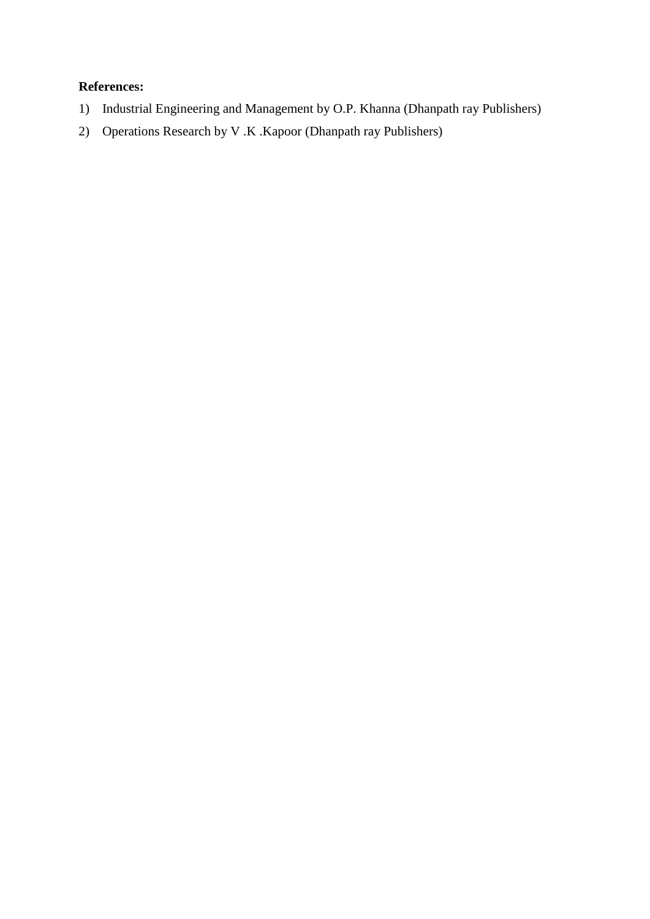**References:**

1) Industrial Engineering and Management by O.P. Khanna (Dhanpath ray Publishers)
2) Operations Research by V .K .Kapoor (Dhanpath ray Publishers)